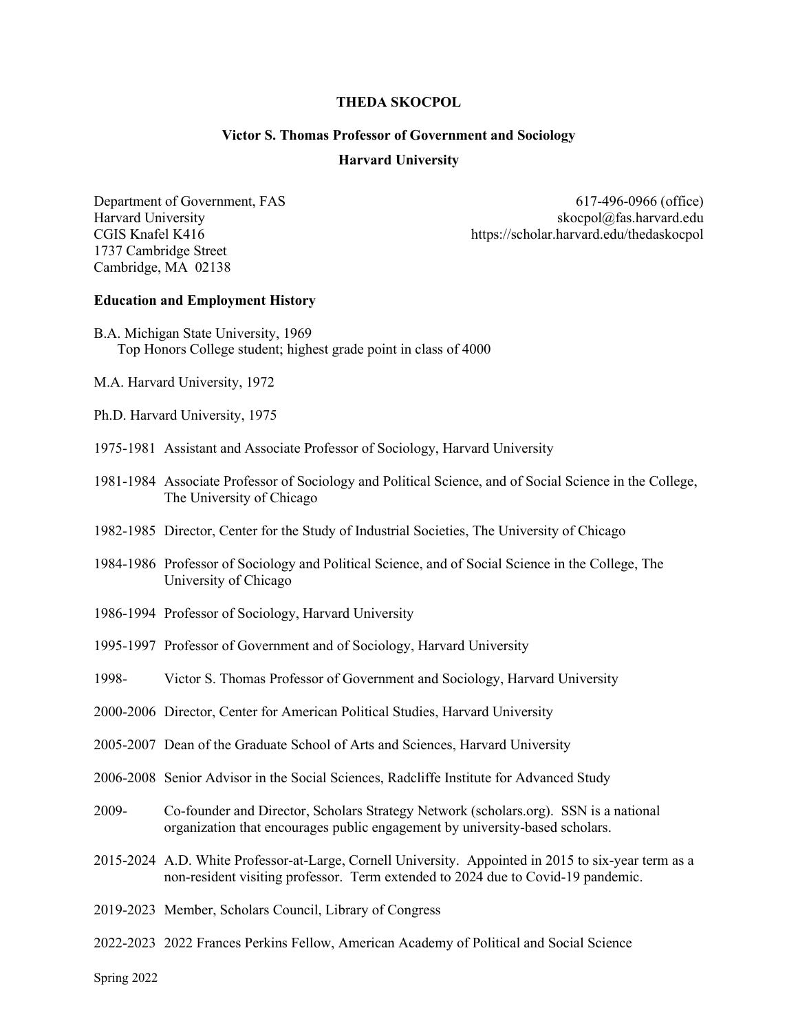# THEDA SKOCPOL

## Victor S. Thomas Professor of Government and Sociology

## Harvard University

Department of Government, FAS
Harvard University
CGIS Knafel K416
1737 Cambridge Street
Cambridge, MA 02138

617-496-0966 (office)
skocpol@fas.harvard.edu
https://scholar.harvard.edu/thedaskocpol

**Education and Employment History**

B.A. Michigan State University, 1969
Top Honors College student; highest grade point in class of 4000

M.A. Harvard University, 1972

Ph.D. Harvard University, 1975

1975-1981 Assistant and Associate Professor of Sociology, Harvard University

1981-1984 Associate Professor of Sociology and Political Science, and of Social Science in the College, The University of Chicago

1982-1985 Director, Center for the Study of Industrial Societies, The University of Chicago

1984-1986 Professor of Sociology and Political Science, and of Social Science in the College, The University of Chicago

1986-1994 Professor of Sociology, Harvard University

1995-1997 Professor of Government and of Sociology, Harvard University

1998- Victor S. Thomas Professor of Government and Sociology, Harvard University

2000-2006 Director, Center for American Political Studies, Harvard University

2005-2007 Dean of the Graduate School of Arts and Sciences, Harvard University

2006-2008 Senior Advisor in the Social Sciences, Radcliffe Institute for Advanced Study

2009- Co-founder and Director, Scholars Strategy Network (scholars.org). SSN is a national organization that encourages public engagement by university-based scholars.

2015-2024 A.D. White Professor-at-Large, Cornell University. Appointed in 2015 to six-year term as a non-resident visiting professor. Term extended to 2024 due to Covid-19 pandemic.

2019-2023 Member, Scholars Council, Library of Congress

2022-2023 2022 Frances Perkins Fellow, American Academy of Political and Social Science

Spring 2022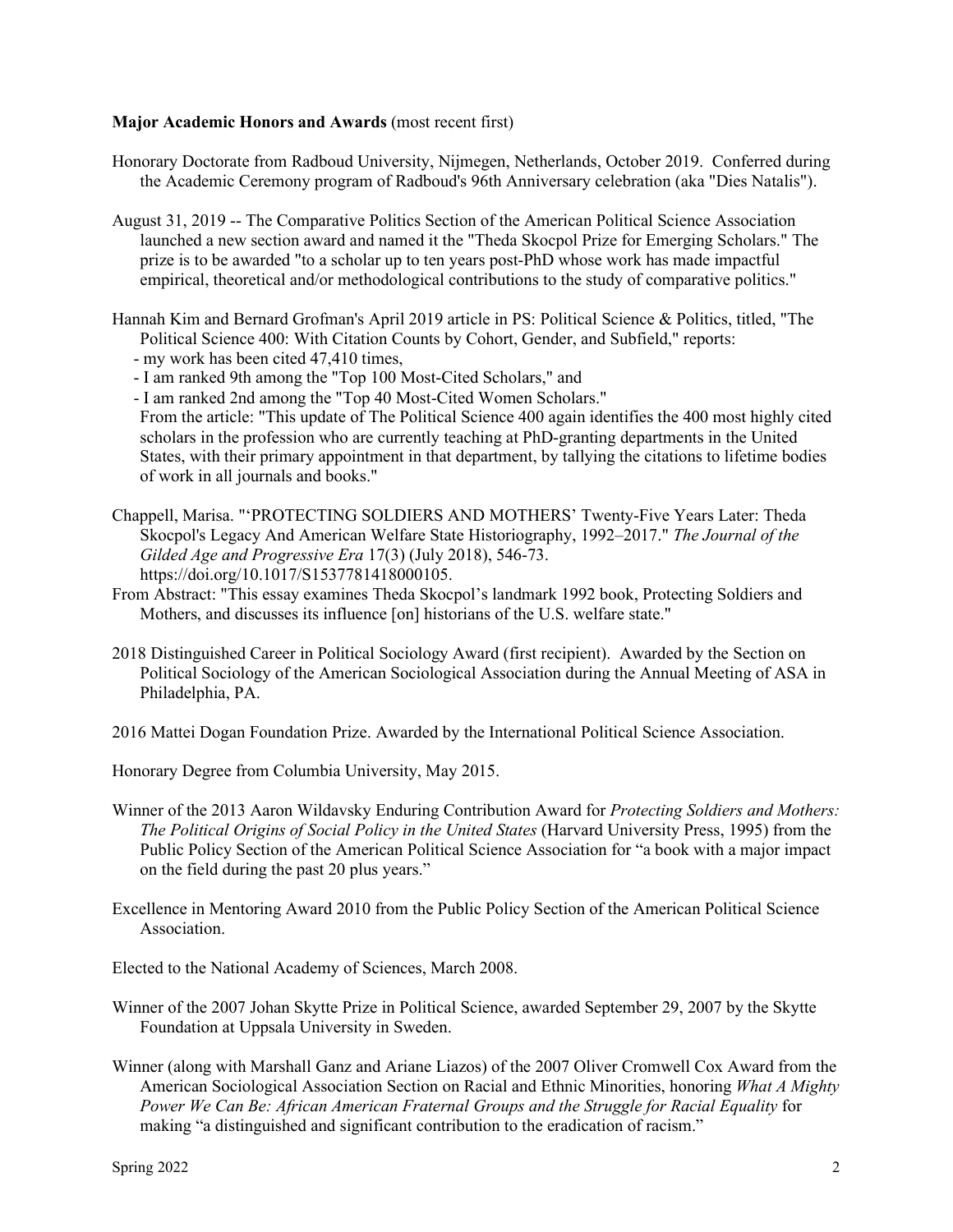**Major Academic Honors and Awards** (most recent first)

Honorary Doctorate from Radboud University, Nijmegen, Netherlands, October 2019. Conferred during the Academic Ceremony program of Radboud's 96th Anniversary celebration (aka "Dies Natalis").

August 31, 2019 -- The Comparative Politics Section of the American Political Science Association launched a new section award and named it the "Theda Skocpol Prize for Emerging Scholars." The prize is to be awarded "to a scholar up to ten years post-PhD whose work has made impactful empirical, theoretical and/or methodological contributions to the study of comparative politics."

Hannah Kim and Bernard Grofman's April 2019 article in PS: Political Science & Politics, titled, "The Political Science 400: With Citation Counts by Cohort, Gender, and Subfield," reports:
- my work has been cited 47,410 times,
- I am ranked 9th among the "Top 100 Most-Cited Scholars," and
- I am ranked 2nd among the "Top 40 Most-Cited Women Scholars."

From the article: "This update of The Political Science 400 again identifies the 400 most highly cited scholars in the profession who are currently teaching at PhD-granting departments in the United States, with their primary appointment in that department, by tallying the citations to lifetime bodies of work in all journals and books."

Chappell, Marisa. "'PROTECTING SOLDIERS AND MOTHERS' Twenty-Five Years Later: Theda Skocpol's Legacy And American Welfare State Historiography, 1992–2017." *The Journal of the Gilded Age and Progressive Era* 17(3) (July 2018), 546-73. https://doi.org/10.1017/S1537781418000105.

From Abstract: "This essay examines Theda Skocpol's landmark 1992 book, Protecting Soldiers and Mothers, and discusses its influence [on] historians of the U.S. welfare state."

2018 Distinguished Career in Political Sociology Award (first recipient). Awarded by the Section on Political Sociology of the American Sociological Association during the Annual Meeting of ASA in Philadelphia, PA.

2016 Mattei Dogan Foundation Prize. Awarded by the International Political Science Association.

Honorary Degree from Columbia University, May 2015.

Winner of the 2013 Aaron Wildavsky Enduring Contribution Award for *Protecting Soldiers and Mothers: The Political Origins of Social Policy in the United States* (Harvard University Press, 1995) from the Public Policy Section of the American Political Science Association for "a book with a major impact on the field during the past 20 plus years."

Excellence in Mentoring Award 2010 from the Public Policy Section of the American Political Science Association.

Elected to the National Academy of Sciences, March 2008.

Winner of the 2007 Johan Skytte Prize in Political Science, awarded September 29, 2007 by the Skytte Foundation at Uppsala University in Sweden.

Winner (along with Marshall Ganz and Ariane Liazos) of the 2007 Oliver Cromwell Cox Award from the American Sociological Association Section on Racial and Ethnic Minorities, honoring *What A Mighty Power We Can Be: African American Fraternal Groups and the Struggle for Racial Equality* for making "a distinguished and significant contribution to the eradication of racism."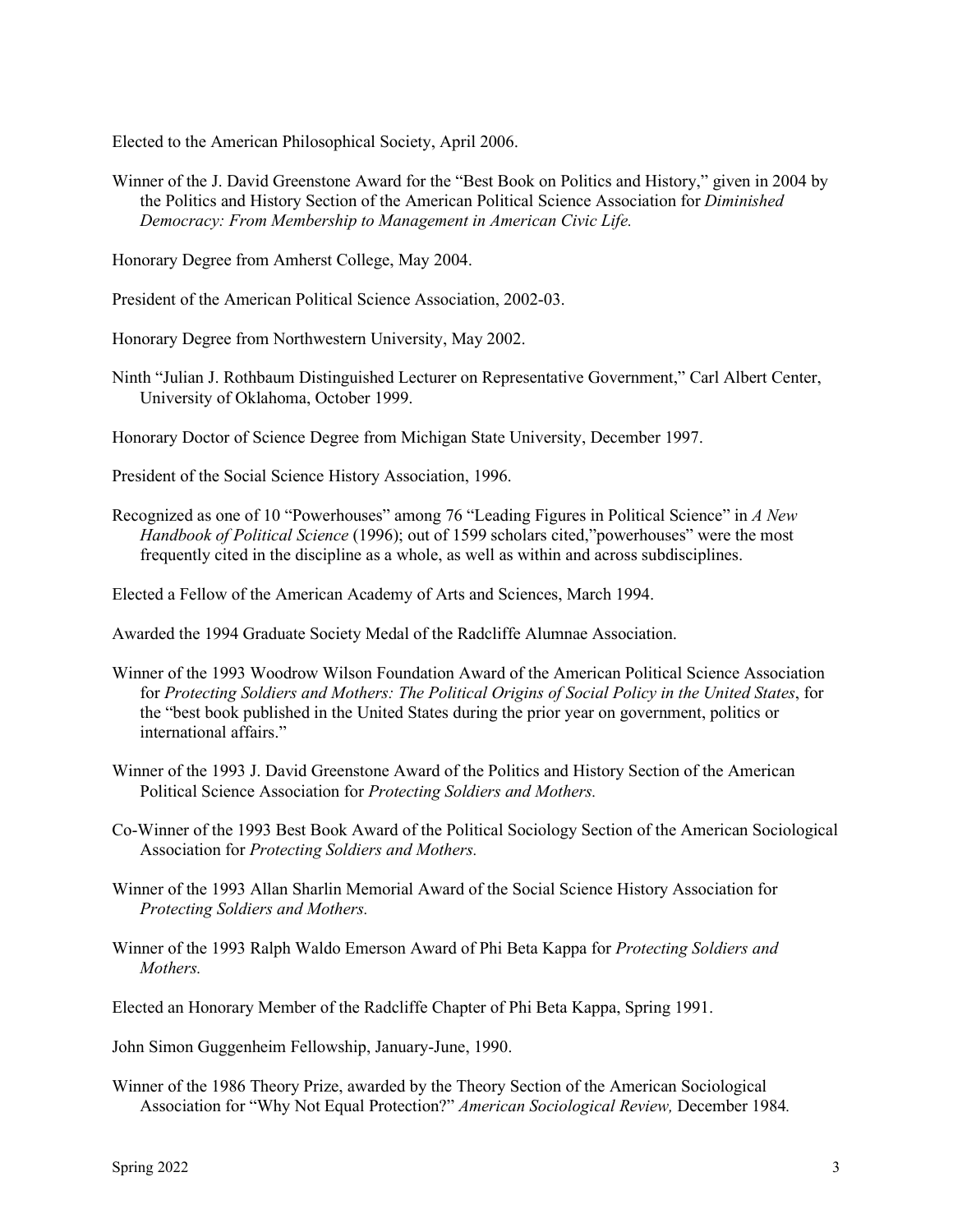Elected to the American Philosophical Society, April 2006.

Winner of the J. David Greenstone Award for the "Best Book on Politics and History," given in 2004 by the Politics and History Section of the American Political Science Association for *Diminished Democracy: From Membership to Management in American Civic Life.*

Honorary Degree from Amherst College, May 2004.

President of the American Political Science Association, 2002-03.

Honorary Degree from Northwestern University, May 2002.

Ninth "Julian J. Rothbaum Distinguished Lecturer on Representative Government," Carl Albert Center, University of Oklahoma, October 1999.

Honorary Doctor of Science Degree from Michigan State University, December 1997.

President of the Social Science History Association, 1996.

Recognized as one of 10 "Powerhouses" among 76 "Leading Figures in Political Science" in *A New Handbook of Political Science* (1996); out of 1599 scholars cited,"powerhouses" were the most frequently cited in the discipline as a whole, as well as within and across subdisciplines.

Elected a Fellow of the American Academy of Arts and Sciences, March 1994.

Awarded the 1994 Graduate Society Medal of the Radcliffe Alumnae Association.

Winner of the 1993 Woodrow Wilson Foundation Award of the American Political Science Association for *Protecting Soldiers and Mothers: The Political Origins of Social Policy in the United States*, for the "best book published in the United States during the prior year on government, politics or international affairs."

Winner of the 1993 J. David Greenstone Award of the Politics and History Section of the American Political Science Association for *Protecting Soldiers and Mothers.*

Co-Winner of the 1993 Best Book Award of the Political Sociology Section of the American Sociological Association for *Protecting Soldiers and Mothers.*

Winner of the 1993 Allan Sharlin Memorial Award of the Social Science History Association for *Protecting Soldiers and Mothers.*

Winner of the 1993 Ralph Waldo Emerson Award of Phi Beta Kappa for *Protecting Soldiers and Mothers.*

Elected an Honorary Member of the Radcliffe Chapter of Phi Beta Kappa, Spring 1991.

John Simon Guggenheim Fellowship, January-June, 1990.

Winner of the 1986 Theory Prize, awarded by the Theory Section of the American Sociological Association for "Why Not Equal Protection?" *American Sociological Review,* December 1984.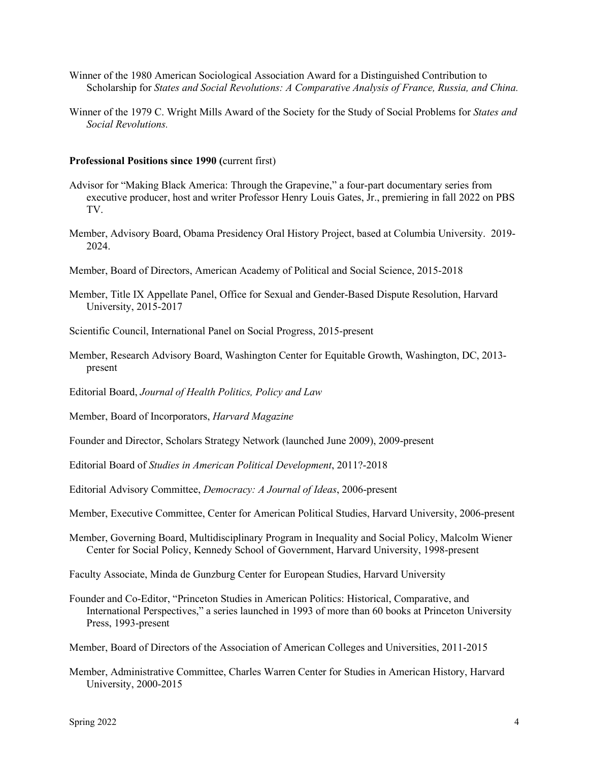Winner of the 1980 American Sociological Association Award for a Distinguished Contribution to Scholarship for *States and Social Revolutions: A Comparative Analysis of France, Russia, and China.*

Winner of the 1979 C. Wright Mills Award of the Society for the Study of Social Problems for *States and Social Revolutions.*

**Professional Positions since 1990 (**current first)

Advisor for "Making Black America: Through the Grapevine," a four-part documentary series from executive producer, host and writer Professor Henry Louis Gates, Jr., premiering in fall 2022 on PBS TV.

Member, Advisory Board, Obama Presidency Oral History Project, based at Columbia University. 2019-2024.

Member, Board of Directors, American Academy of Political and Social Science, 2015-2018

Member, Title IX Appellate Panel, Office for Sexual and Gender-Based Dispute Resolution, Harvard University, 2015-2017

Scientific Council, International Panel on Social Progress, 2015-present

Member, Research Advisory Board, Washington Center for Equitable Growth, Washington, DC, 2013-present

Editorial Board, *Journal of Health Politics, Policy and Law*

Member, Board of Incorporators, *Harvard Magazine*

Founder and Director, Scholars Strategy Network (launched June 2009), 2009-present

Editorial Board of *Studies in American Political Development*, 2011?-2018

Editorial Advisory Committee, *Democracy: A Journal of Ideas*, 2006-present

Member, Executive Committee, Center for American Political Studies, Harvard University, 2006-present

Member, Governing Board, Multidisciplinary Program in Inequality and Social Policy, Malcolm Wiener Center for Social Policy, Kennedy School of Government, Harvard University, 1998-present

Faculty Associate, Minda de Gunzburg Center for European Studies, Harvard University

Founder and Co-Editor, "Princeton Studies in American Politics: Historical, Comparative, and International Perspectives," a series launched in 1993 of more than 60 books at Princeton University Press, 1993-present

Member, Board of Directors of the Association of American Colleges and Universities, 2011-2015

Member, Administrative Committee, Charles Warren Center for Studies in American History, Harvard University, 2000-2015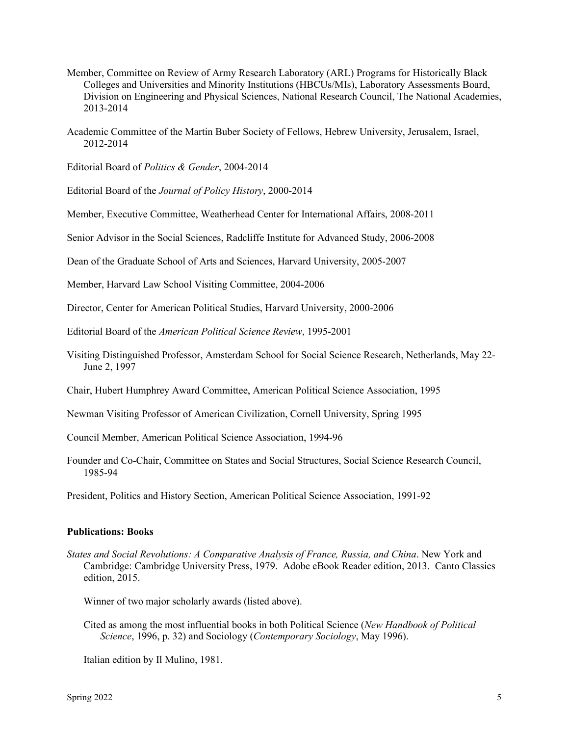Member, Committee on Review of Army Research Laboratory (ARL) Programs for Historically Black Colleges and Universities and Minority Institutions (HBCUs/MIs), Laboratory Assessments Board, Division on Engineering and Physical Sciences, National Research Council, The National Academies, 2013-2014

Academic Committee of the Martin Buber Society of Fellows, Hebrew University, Jerusalem, Israel, 2012-2014

Editorial Board of *Politics & Gender*, 2004-2014

Editorial Board of the *Journal of Policy History*, 2000-2014

Member, Executive Committee, Weatherhead Center for International Affairs, 2008-2011

Senior Advisor in the Social Sciences, Radcliffe Institute for Advanced Study, 2006-2008

Dean of the Graduate School of Arts and Sciences, Harvard University, 2005-2007

Member, Harvard Law School Visiting Committee, 2004-2006

Director, Center for American Political Studies, Harvard University, 2000-2006

Editorial Board of the *American Political Science Review*, 1995-2001

Visiting Distinguished Professor, Amsterdam School for Social Science Research, Netherlands, May 22-June 2, 1997

Chair, Hubert Humphrey Award Committee, American Political Science Association, 1995

Newman Visiting Professor of American Civilization, Cornell University, Spring 1995

Council Member, American Political Science Association, 1994-96

Founder and Co-Chair, Committee on States and Social Structures, Social Science Research Council, 1985-94

President, Politics and History Section, American Political Science Association, 1991-92

**Publications: Books**

*States and Social Revolutions: A Comparative Analysis of France, Russia, and China*. New York and Cambridge: Cambridge University Press, 1979. Adobe eBook Reader edition, 2013. Canto Classics edition, 2015.

Winner of two major scholarly awards (listed above).

Cited as among the most influential books in both Political Science (*New Handbook of Political Science*, 1996, p. 32) and Sociology (*Contemporary Sociology*, May 1996).

Italian edition by Il Mulino, 1981.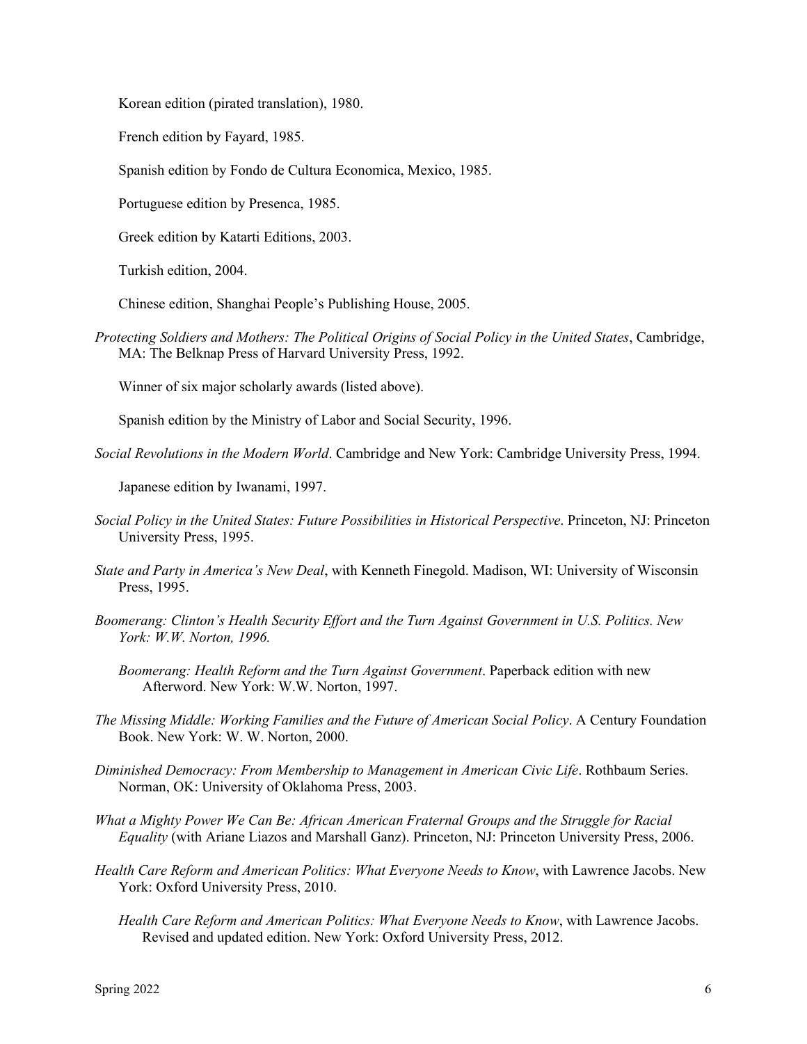Korean edition (pirated translation), 1980.

French edition by Fayard, 1985.

Spanish edition by Fondo de Cultura Economica, Mexico, 1985.

Portuguese edition by Presenca, 1985.

Greek edition by Katarti Editions, 2003.

Turkish edition, 2004.

Chinese edition, Shanghai People's Publishing House, 2005.

*Protecting Soldiers and Mothers: The Political Origins of Social Policy in the United States*, Cambridge, MA: The Belknap Press of Harvard University Press, 1992.

Winner of six major scholarly awards (listed above).

Spanish edition by the Ministry of Labor and Social Security, 1996.

*Social Revolutions in the Modern World*. Cambridge and New York: Cambridge University Press, 1994.

Japanese edition by Iwanami, 1997.

*Social Policy in the United States: Future Possibilities in Historical Perspective*. Princeton, NJ: Princeton University Press, 1995.

*State and Party in America's New Deal*, with Kenneth Finegold. Madison, WI: University of Wisconsin Press, 1995.

*Boomerang: Clinton's Health Security Effort and the Turn Against Government in U.S. Politics. New York: W.W. Norton, 1996.*

*Boomerang: Health Reform and the Turn Against Government*. Paperback edition with new Afterword. New York: W.W. Norton, 1997.

*The Missing Middle: Working Families and the Future of American Social Policy*. A Century Foundation Book. New York: W. W. Norton, 2000.

*Diminished Democracy: From Membership to Management in American Civic Life*. Rothbaum Series. Norman, OK: University of Oklahoma Press, 2003.

*What a Mighty Power We Can Be: African American Fraternal Groups and the Struggle for Racial Equality* (with Ariane Liazos and Marshall Ganz). Princeton, NJ: Princeton University Press, 2006.

*Health Care Reform and American Politics: What Everyone Needs to Know*, with Lawrence Jacobs. New York: Oxford University Press, 2010.

*Health Care Reform and American Politics: What Everyone Needs to Know*, with Lawrence Jacobs. Revised and updated edition. New York: Oxford University Press, 2012.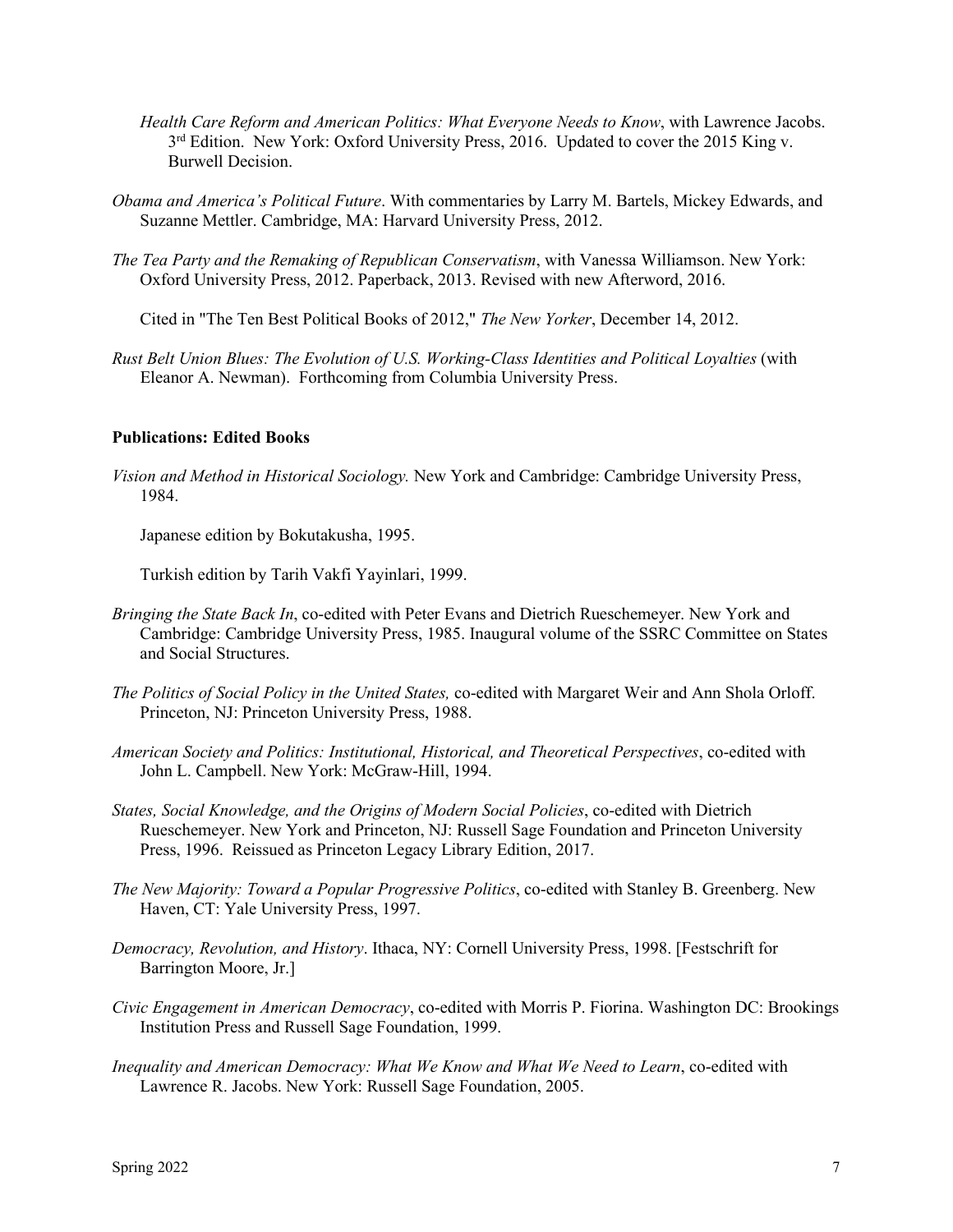*Health Care Reform and American Politics: What Everyone Needs to Know*, with Lawrence Jacobs. 3rd Edition. New York: Oxford University Press, 2016. Updated to cover the 2015 King v. Burwell Decision.

*Obama and America's Political Future*. With commentaries by Larry M. Bartels, Mickey Edwards, and Suzanne Mettler. Cambridge, MA: Harvard University Press, 2012.

*The Tea Party and the Remaking of Republican Conservatism*, with Vanessa Williamson. New York: Oxford University Press, 2012. Paperback, 2013. Revised with new Afterword, 2016.

Cited in "The Ten Best Political Books of 2012," *The New Yorker*, December 14, 2012.

*Rust Belt Union Blues: The Evolution of U.S. Working-Class Identities and Political Loyalties* (with Eleanor A. Newman). Forthcoming from Columbia University Press.

**Publications: Edited Books**

*Vision and Method in Historical Sociology.* New York and Cambridge: Cambridge University Press, 1984.

Japanese edition by Bokutakusha, 1995.

Turkish edition by Tarih Vakfi Yayinlari, 1999.

*Bringing the State Back In*, co-edited with Peter Evans and Dietrich Rueschemeyer. New York and Cambridge: Cambridge University Press, 1985. Inaugural volume of the SSRC Committee on States and Social Structures.

*The Politics of Social Policy in the United States,* co-edited with Margaret Weir and Ann Shola Orloff. Princeton, NJ: Princeton University Press, 1988.

*American Society and Politics: Institutional, Historical, and Theoretical Perspectives*, co-edited with John L. Campbell. New York: McGraw-Hill, 1994.

*States, Social Knowledge, and the Origins of Modern Social Policies*, co-edited with Dietrich Rueschemeyer. New York and Princeton, NJ: Russell Sage Foundation and Princeton University Press, 1996. Reissued as Princeton Legacy Library Edition, 2017.

*The New Majority: Toward a Popular Progressive Politics*, co-edited with Stanley B. Greenberg. New Haven, CT: Yale University Press, 1997.

*Democracy, Revolution, and History*. Ithaca, NY: Cornell University Press, 1998. [Festschrift for Barrington Moore, Jr.]

*Civic Engagement in American Democracy*, co-edited with Morris P. Fiorina. Washington DC: Brookings Institution Press and Russell Sage Foundation, 1999.

*Inequality and American Democracy: What We Know and What We Need to Learn*, co-edited with Lawrence R. Jacobs. New York: Russell Sage Foundation, 2005.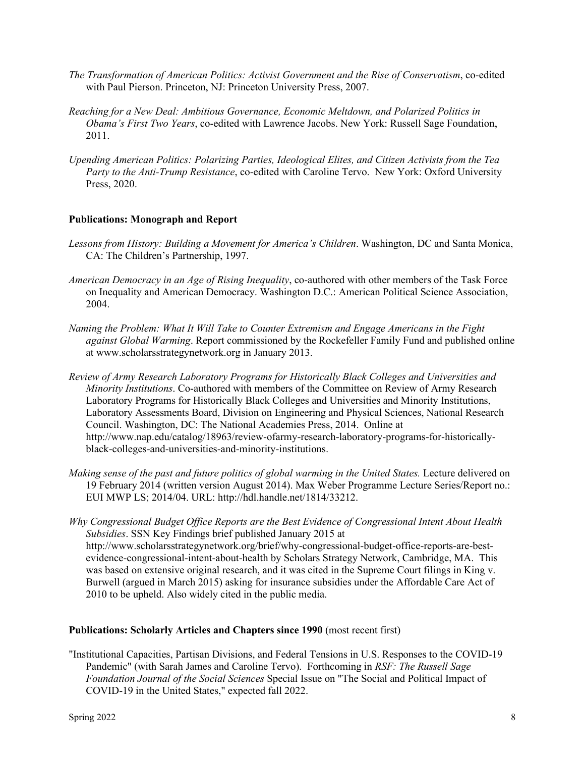*The Transformation of American Politics: Activist Government and the Rise of Conservatism*, co-edited with Paul Pierson. Princeton, NJ: Princeton University Press, 2007.

*Reaching for a New Deal: Ambitious Governance, Economic Meltdown, and Polarized Politics in Obama's First Two Years*, co-edited with Lawrence Jacobs. New York: Russell Sage Foundation, 2011.

*Upending American Politics: Polarizing Parties, Ideological Elites, and Citizen Activists from the Tea Party to the Anti-Trump Resistance*, co-edited with Caroline Tervo. New York: Oxford University Press, 2020.

**Publications: Monograph and Report**

*Lessons from History: Building a Movement for America's Children*. Washington, DC and Santa Monica, CA: The Children's Partnership, 1997.

*American Democracy in an Age of Rising Inequality*, co-authored with other members of the Task Force on Inequality and American Democracy. Washington D.C.: American Political Science Association, 2004.

*Naming the Problem: What It Will Take to Counter Extremism and Engage Americans in the Fight against Global Warming*. Report commissioned by the Rockefeller Family Fund and published online at www.scholarsstrategynetwork.org in January 2013.

*Review of Army Research Laboratory Programs for Historically Black Colleges and Universities and Minority Institutions*. Co-authored with members of the Committee on Review of Army Research Laboratory Programs for Historically Black Colleges and Universities and Minority Institutions, Laboratory Assessments Board, Division on Engineering and Physical Sciences, National Research Council. Washington, DC: The National Academies Press, 2014. Online at http://www.nap.edu/catalog/18963/review-ofarmy-research-laboratory-programs-for-historically-black-colleges-and-universities-and-minority-institutions.

*Making sense of the past and future politics of global warming in the United States.* Lecture delivered on 19 February 2014 (written version August 2014). Max Weber Programme Lecture Series/Report no.: EUI MWP LS; 2014/04. URL: http://hdl.handle.net/1814/33212.

*Why Congressional Budget Office Reports are the Best Evidence of Congressional Intent About Health Subsidies*. SSN Key Findings brief published January 2015 at http://www.scholarsstrategynetwork.org/brief/why-congressional-budget-office-reports-are-best-evidence-congressional-intent-about-health by Scholars Strategy Network, Cambridge, MA. This was based on extensive original research, and it was cited in the Supreme Court filings in King v. Burwell (argued in March 2015) asking for insurance subsidies under the Affordable Care Act of 2010 to be upheld. Also widely cited in the public media.

**Publications: Scholarly Articles and Chapters since 1990** (most recent first)

"Institutional Capacities, Partisan Divisions, and Federal Tensions in U.S. Responses to the COVID-19 Pandemic" (with Sarah James and Caroline Tervo). Forthcoming in *RSF: The Russell Sage Foundation Journal of the Social Sciences* Special Issue on "The Social and Political Impact of COVID-19 in the United States," expected fall 2022.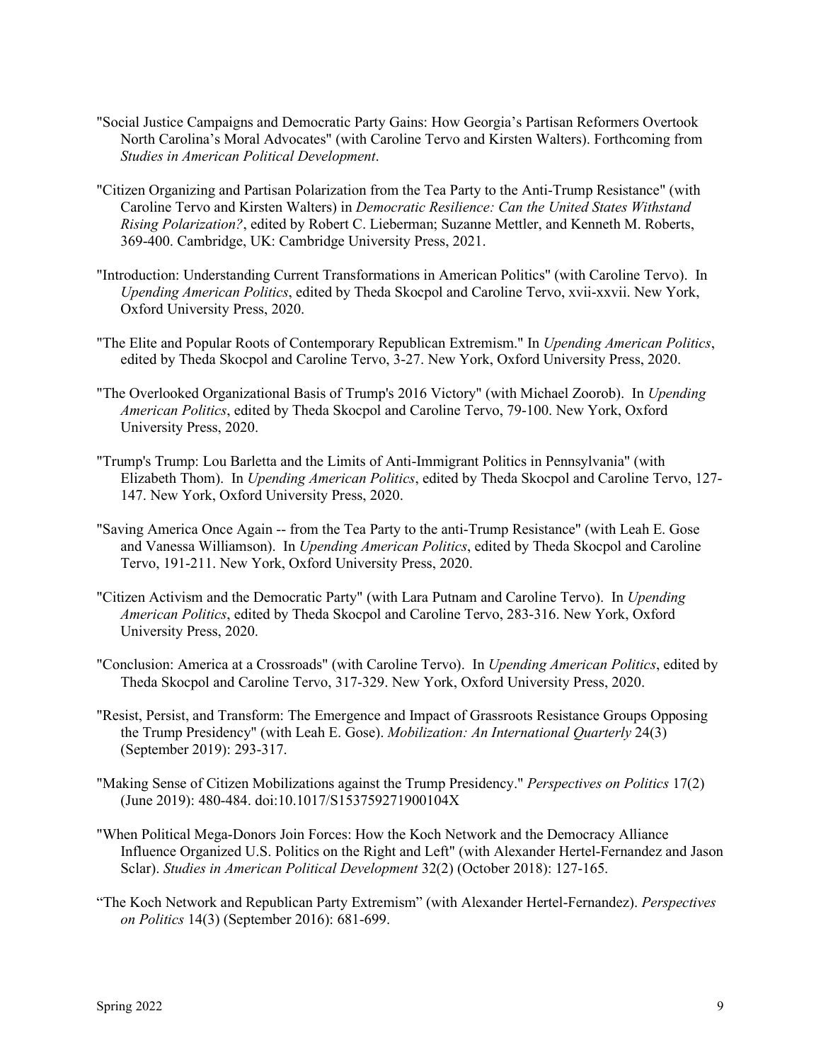"Social Justice Campaigns and Democratic Party Gains: How Georgia's Partisan Reformers Overtook North Carolina's Moral Advocates" (with Caroline Tervo and Kirsten Walters). Forthcoming from *Studies in American Political Development*.

"Citizen Organizing and Partisan Polarization from the Tea Party to the Anti-Trump Resistance" (with Caroline Tervo and Kirsten Walters) in *Democratic Resilience: Can the United States Withstand Rising Polarization?*, edited by Robert C. Lieberman; Suzanne Mettler, and Kenneth M. Roberts, 369-400. Cambridge, UK: Cambridge University Press, 2021.

"Introduction: Understanding Current Transformations in American Politics" (with Caroline Tervo). In *Upending American Politics*, edited by Theda Skocpol and Caroline Tervo, xvii-xxvii. New York, Oxford University Press, 2020.

"The Elite and Popular Roots of Contemporary Republican Extremism." In *Upending American Politics*, edited by Theda Skocpol and Caroline Tervo, 3-27. New York, Oxford University Press, 2020.

"The Overlooked Organizational Basis of Trump's 2016 Victory" (with Michael Zoorob). In *Upending American Politics*, edited by Theda Skocpol and Caroline Tervo, 79-100. New York, Oxford University Press, 2020.

"Trump's Trump: Lou Barletta and the Limits of Anti-Immigrant Politics in Pennsylvania" (with Elizabeth Thom). In *Upending American Politics*, edited by Theda Skocpol and Caroline Tervo, 127-147. New York, Oxford University Press, 2020.

"Saving America Once Again -- from the Tea Party to the anti-Trump Resistance" (with Leah E. Gose and Vanessa Williamson). In *Upending American Politics*, edited by Theda Skocpol and Caroline Tervo, 191-211. New York, Oxford University Press, 2020.

"Citizen Activism and the Democratic Party" (with Lara Putnam and Caroline Tervo). In *Upending American Politics*, edited by Theda Skocpol and Caroline Tervo, 283-316. New York, Oxford University Press, 2020.

"Conclusion: America at a Crossroads" (with Caroline Tervo). In *Upending American Politics*, edited by Theda Skocpol and Caroline Tervo, 317-329. New York, Oxford University Press, 2020.

"Resist, Persist, and Transform: The Emergence and Impact of Grassroots Resistance Groups Opposing the Trump Presidency" (with Leah E. Gose). *Mobilization: An International Quarterly* 24(3) (September 2019): 293-317.

"Making Sense of Citizen Mobilizations against the Trump Presidency." *Perspectives on Politics* 17(2) (June 2019): 480-484. doi:10.1017/S153759271900104X

"When Political Mega-Donors Join Forces: How the Koch Network and the Democracy Alliance Influence Organized U.S. Politics on the Right and Left" (with Alexander Hertel-Fernandez and Jason Sclar). *Studies in American Political Development* 32(2) (October 2018): 127-165.

"The Koch Network and Republican Party Extremism" (with Alexander Hertel-Fernandez). *Perspectives on Politics* 14(3) (September 2016): 681-699.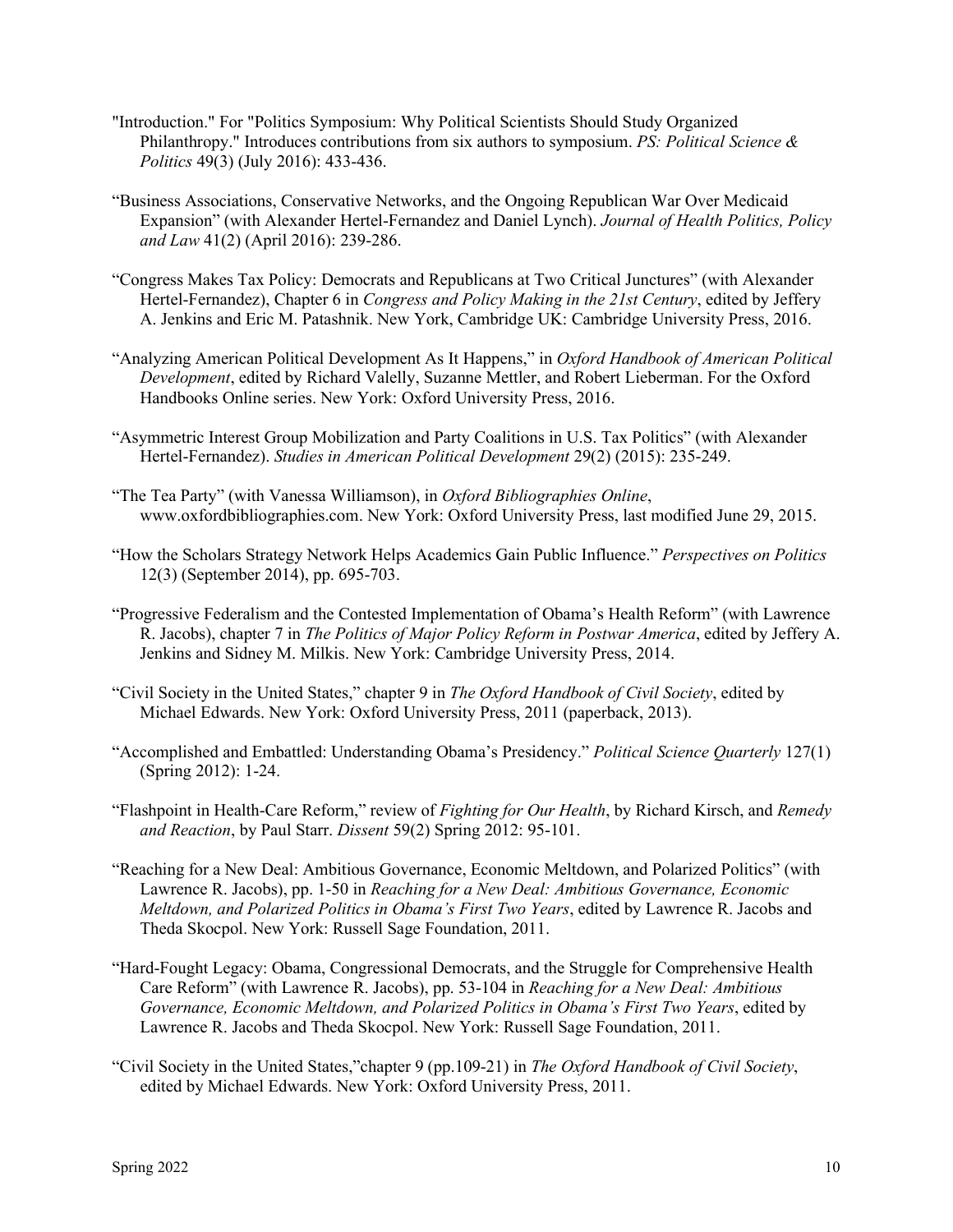"Introduction." For "Politics Symposium: Why Political Scientists Should Study Organized Philanthropy." Introduces contributions from six authors to symposium. *PS: Political Science & Politics* 49(3) (July 2016): 433-436.

"Business Associations, Conservative Networks, and the Ongoing Republican War Over Medicaid Expansion" (with Alexander Hertel-Fernandez and Daniel Lynch). *Journal of Health Politics, Policy and Law* 41(2) (April 2016): 239-286.

"Congress Makes Tax Policy: Democrats and Republicans at Two Critical Junctures" (with Alexander Hertel-Fernandez), Chapter 6 in *Congress and Policy Making in the 21st Century*, edited by Jeffery A. Jenkins and Eric M. Patashnik. New York, Cambridge UK: Cambridge University Press, 2016.

"Analyzing American Political Development As It Happens," in *Oxford Handbook of American Political Development*, edited by Richard Valelly, Suzanne Mettler, and Robert Lieberman. For the Oxford Handbooks Online series. New York: Oxford University Press, 2016.

"Asymmetric Interest Group Mobilization and Party Coalitions in U.S. Tax Politics" (with Alexander Hertel-Fernandez). *Studies in American Political Development* 29(2) (2015): 235-249.

"The Tea Party" (with Vanessa Williamson), in *Oxford Bibliographies Online*, www.oxfordbibliographies.com. New York: Oxford University Press, last modified June 29, 2015.

"How the Scholars Strategy Network Helps Academics Gain Public Influence." *Perspectives on Politics* 12(3) (September 2014), pp. 695-703.

"Progressive Federalism and the Contested Implementation of Obama's Health Reform" (with Lawrence R. Jacobs), chapter 7 in *The Politics of Major Policy Reform in Postwar America*, edited by Jeffery A. Jenkins and Sidney M. Milkis. New York: Cambridge University Press, 2014.

"Civil Society in the United States," chapter 9 in *The Oxford Handbook of Civil Society*, edited by Michael Edwards. New York: Oxford University Press, 2011 (paperback, 2013).

"Accomplished and Embattled: Understanding Obama's Presidency." *Political Science Quarterly* 127(1) (Spring 2012): 1-24.

"Flashpoint in Health-Care Reform," review of *Fighting for Our Health*, by Richard Kirsch, and *Remedy and Reaction*, by Paul Starr. *Dissent* 59(2) Spring 2012: 95-101.

"Reaching for a New Deal: Ambitious Governance, Economic Meltdown, and Polarized Politics" (with Lawrence R. Jacobs), pp. 1-50 in *Reaching for a New Deal: Ambitious Governance, Economic Meltdown, and Polarized Politics in Obama's First Two Years*, edited by Lawrence R. Jacobs and Theda Skocpol. New York: Russell Sage Foundation, 2011.

"Hard-Fought Legacy: Obama, Congressional Democrats, and the Struggle for Comprehensive Health Care Reform" (with Lawrence R. Jacobs), pp. 53-104 in *Reaching for a New Deal: Ambitious Governance, Economic Meltdown, and Polarized Politics in Obama's First Two Years*, edited by Lawrence R. Jacobs and Theda Skocpol. New York: Russell Sage Foundation, 2011.

"Civil Society in the United States,"chapter 9 (pp.109-21) in *The Oxford Handbook of Civil Society*, edited by Michael Edwards. New York: Oxford University Press, 2011.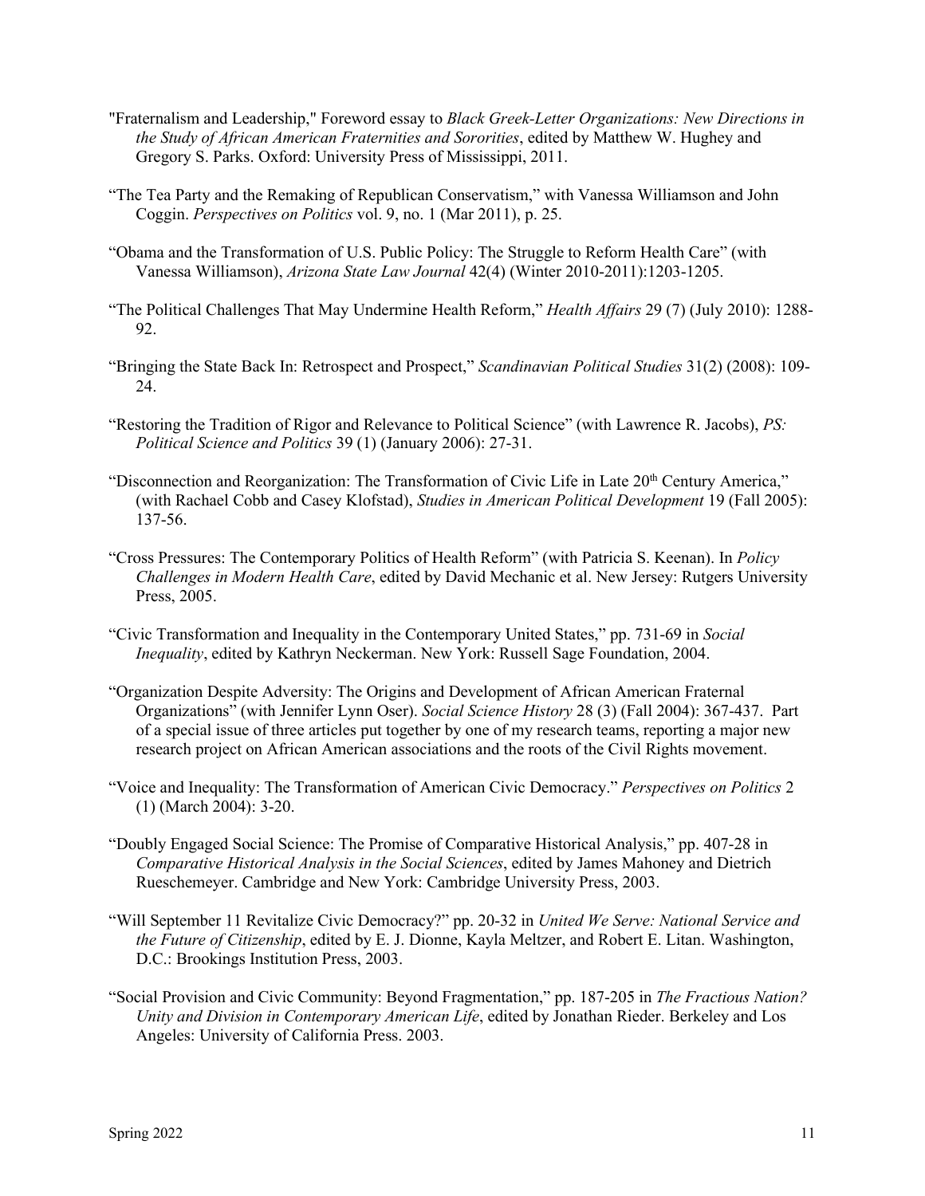"Fraternalism and Leadership," Foreword essay to *Black Greek-Letter Organizations: New Directions in the Study of African American Fraternities and Sororities*, edited by Matthew W. Hughey and Gregory S. Parks. Oxford: University Press of Mississippi, 2011.

"The Tea Party and the Remaking of Republican Conservatism," with Vanessa Williamson and John Coggin. *Perspectives on Politics* vol. 9, no. 1 (Mar 2011), p. 25.

"Obama and the Transformation of U.S. Public Policy: The Struggle to Reform Health Care" (with Vanessa Williamson), *Arizona State Law Journal* 42(4) (Winter 2010-2011):1203-1205.

"The Political Challenges That May Undermine Health Reform," *Health Affairs* 29 (7) (July 2010): 1288-92.

"Bringing the State Back In: Retrospect and Prospect," *Scandinavian Political Studies* 31(2) (2008): 109-24.

"Restoring the Tradition of Rigor and Relevance to Political Science" (with Lawrence R. Jacobs), *PS: Political Science and Politics* 39 (1) (January 2006): 27-31.

"Disconnection and Reorganization: The Transformation of Civic Life in Late 20th Century America," (with Rachael Cobb and Casey Klofstad), *Studies in American Political Development* 19 (Fall 2005): 137-56.

"Cross Pressures: The Contemporary Politics of Health Reform" (with Patricia S. Keenan). In *Policy Challenges in Modern Health Care*, edited by David Mechanic et al. New Jersey: Rutgers University Press, 2005.

"Civic Transformation and Inequality in the Contemporary United States," pp. 731-69 in *Social Inequality*, edited by Kathryn Neckerman. New York: Russell Sage Foundation, 2004.

"Organization Despite Adversity: The Origins and Development of African American Fraternal Organizations" (with Jennifer Lynn Oser). *Social Science History* 28 (3) (Fall 2004): 367-437. Part of a special issue of three articles put together by one of my research teams, reporting a major new research project on African American associations and the roots of the Civil Rights movement.

"Voice and Inequality: The Transformation of American Civic Democracy." *Perspectives on Politics* 2 (1) (March 2004): 3-20.

"Doubly Engaged Social Science: The Promise of Comparative Historical Analysis," pp. 407-28 in *Comparative Historical Analysis in the Social Sciences*, edited by James Mahoney and Dietrich Rueschemeyer. Cambridge and New York: Cambridge University Press, 2003.

"Will September 11 Revitalize Civic Democracy?" pp. 20-32 in *United We Serve: National Service and the Future of Citizenship*, edited by E. J. Dionne, Kayla Meltzer, and Robert E. Litan. Washington, D.C.: Brookings Institution Press, 2003.

"Social Provision and Civic Community: Beyond Fragmentation," pp. 187-205 in *The Fractious Nation? Unity and Division in Contemporary American Life*, edited by Jonathan Rieder. Berkeley and Los Angeles: University of California Press. 2003.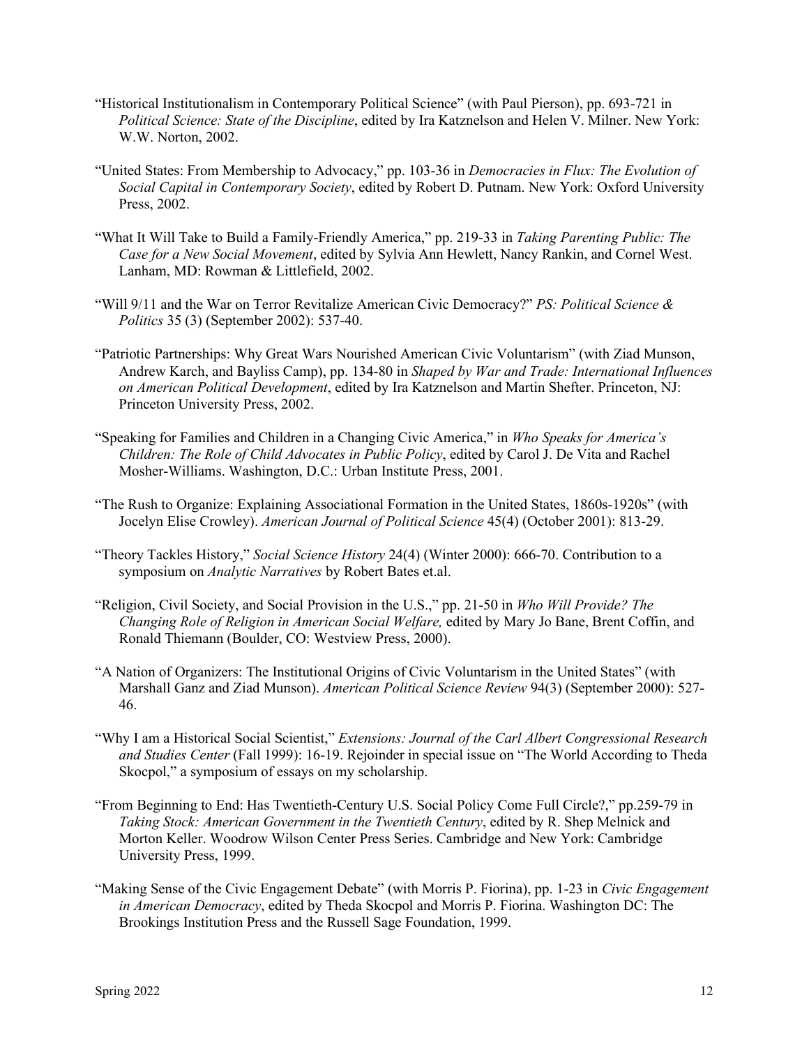"Historical Institutionalism in Contemporary Political Science" (with Paul Pierson), pp. 693-721 in *Political Science: State of the Discipline*, edited by Ira Katznelson and Helen V. Milner. New York: W.W. Norton, 2002.

"United States: From Membership to Advocacy," pp. 103-36 in *Democracies in Flux: The Evolution of Social Capital in Contemporary Society*, edited by Robert D. Putnam. New York: Oxford University Press, 2002.

"What It Will Take to Build a Family-Friendly America," pp. 219-33 in *Taking Parenting Public: The Case for a New Social Movement*, edited by Sylvia Ann Hewlett, Nancy Rankin, and Cornel West. Lanham, MD: Rowman & Littlefield, 2002.

"Will 9/11 and the War on Terror Revitalize American Civic Democracy?" *PS: Political Science & Politics* 35 (3) (September 2002): 537-40.

"Patriotic Partnerships: Why Great Wars Nourished American Civic Voluntarism" (with Ziad Munson, Andrew Karch, and Bayliss Camp), pp. 134-80 in *Shaped by War and Trade: International Influences on American Political Development*, edited by Ira Katznelson and Martin Shefter. Princeton, NJ: Princeton University Press, 2002.

"Speaking for Families and Children in a Changing Civic America," in *Who Speaks for America's Children: The Role of Child Advocates in Public Policy*, edited by Carol J. De Vita and Rachel Mosher-Williams. Washington, D.C.: Urban Institute Press, 2001.

"The Rush to Organize: Explaining Associational Formation in the United States, 1860s-1920s" (with Jocelyn Elise Crowley). *American Journal of Political Science* 45(4) (October 2001): 813-29.

"Theory Tackles History," *Social Science History* 24(4) (Winter 2000): 666-70. Contribution to a symposium on *Analytic Narratives* by Robert Bates et.al.

"Religion, Civil Society, and Social Provision in the U.S.," pp. 21-50 in *Who Will Provide? The Changing Role of Religion in American Social Welfare,* edited by Mary Jo Bane, Brent Coffin, and Ronald Thiemann (Boulder, CO: Westview Press, 2000).

"A Nation of Organizers: The Institutional Origins of Civic Voluntarism in the United States" (with Marshall Ganz and Ziad Munson). *American Political Science Review* 94(3) (September 2000): 527-46.

"Why I am a Historical Social Scientist," *Extensions: Journal of the Carl Albert Congressional Research and Studies Center* (Fall 1999): 16-19. Rejoinder in special issue on "The World According to Theda Skocpol," a symposium of essays on my scholarship.

"From Beginning to End: Has Twentieth-Century U.S. Social Policy Come Full Circle?," pp.259-79 in *Taking Stock: American Government in the Twentieth Century*, edited by R. Shep Melnick and Morton Keller. Woodrow Wilson Center Press Series. Cambridge and New York: Cambridge University Press, 1999.

"Making Sense of the Civic Engagement Debate" (with Morris P. Fiorina), pp. 1-23 in *Civic Engagement in American Democracy*, edited by Theda Skocpol and Morris P. Fiorina. Washington DC: The Brookings Institution Press and the Russell Sage Foundation, 1999.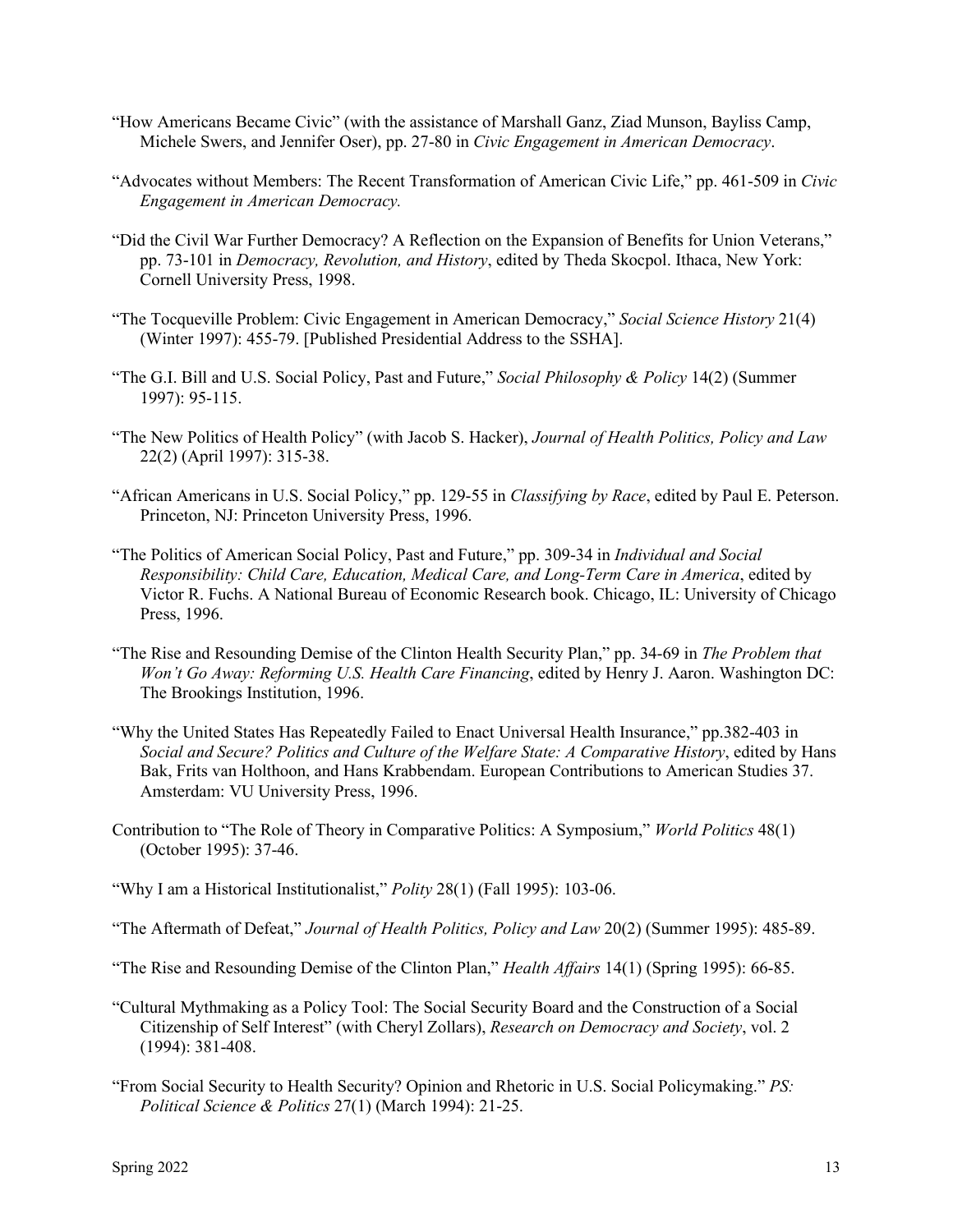"How Americans Became Civic" (with the assistance of Marshall Ganz, Ziad Munson, Bayliss Camp, Michele Swers, and Jennifer Oser), pp. 27-80 in *Civic Engagement in American Democracy*.

"Advocates without Members: The Recent Transformation of American Civic Life," pp. 461-509 in *Civic Engagement in American Democracy.*

"Did the Civil War Further Democracy? A Reflection on the Expansion of Benefits for Union Veterans," pp. 73-101 in *Democracy, Revolution, and History*, edited by Theda Skocpol. Ithaca, New York: Cornell University Press, 1998.

"The Tocqueville Problem: Civic Engagement in American Democracy," *Social Science History* 21(4) (Winter 1997): 455-79. [Published Presidential Address to the SSHA].

"The G.I. Bill and U.S. Social Policy, Past and Future," *Social Philosophy & Policy* 14(2) (Summer 1997): 95-115.

"The New Politics of Health Policy" (with Jacob S. Hacker), *Journal of Health Politics, Policy and Law* 22(2) (April 1997): 315-38.

"African Americans in U.S. Social Policy," pp. 129-55 in *Classifying by Race*, edited by Paul E. Peterson. Princeton, NJ: Princeton University Press, 1996.

"The Politics of American Social Policy, Past and Future," pp. 309-34 in *Individual and Social Responsibility: Child Care, Education, Medical Care, and Long-Term Care in America*, edited by Victor R. Fuchs. A National Bureau of Economic Research book. Chicago, IL: University of Chicago Press, 1996.

"The Rise and Resounding Demise of the Clinton Health Security Plan," pp. 34-69 in *The Problem that Won't Go Away: Reforming U.S. Health Care Financing*, edited by Henry J. Aaron. Washington DC: The Brookings Institution, 1996.

"Why the United States Has Repeatedly Failed to Enact Universal Health Insurance," pp.382-403 in *Social and Secure? Politics and Culture of the Welfare State: A Comparative History*, edited by Hans Bak, Frits van Holthoon, and Hans Krabbendam. European Contributions to American Studies 37. Amsterdam: VU University Press, 1996.

Contribution to "The Role of Theory in Comparative Politics: A Symposium," *World Politics* 48(1) (October 1995): 37-46.

"Why I am a Historical Institutionalist," *Polity* 28(1) (Fall 1995): 103-06.

"The Aftermath of Defeat," *Journal of Health Politics, Policy and Law* 20(2) (Summer 1995): 485-89.

"The Rise and Resounding Demise of the Clinton Plan," *Health Affairs* 14(1) (Spring 1995): 66-85.

"Cultural Mythmaking as a Policy Tool: The Social Security Board and the Construction of a Social Citizenship of Self Interest" (with Cheryl Zollars), *Research on Democracy and Society*, vol. 2 (1994): 381-408.

"From Social Security to Health Security? Opinion and Rhetoric in U.S. Social Policymaking." *PS: Political Science & Politics* 27(1) (March 1994): 21-25.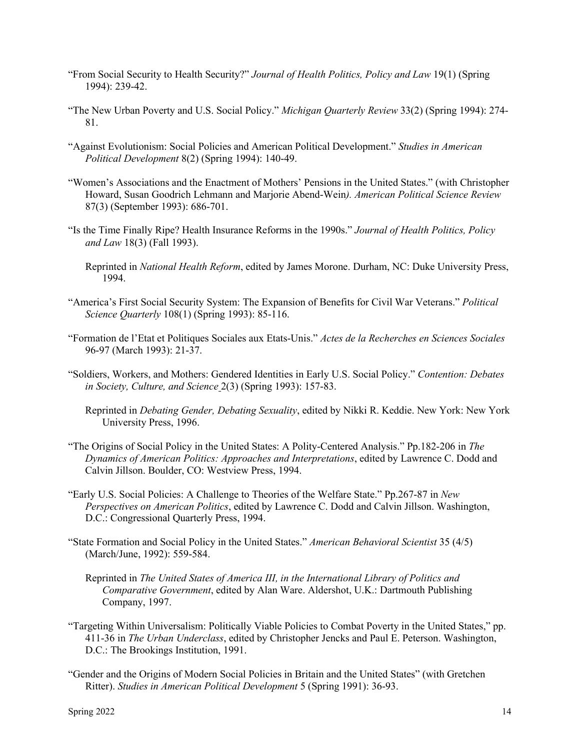"From Social Security to Health Security?" *Journal of Health Politics, Policy and Law* 19(1) (Spring 1994): 239-42.

"The New Urban Poverty and U.S. Social Policy." *Michigan Quarterly Review* 33(2) (Spring 1994): 274-81.

"Against Evolutionism: Social Policies and American Political Development." *Studies in American Political Development* 8(2) (Spring 1994): 140-49.

"Women's Associations and the Enactment of Mothers' Pensions in the United States." (with Christopher Howard, Susan Goodrich Lehmann and Marjorie Abend-Wein*). American Political Science Review* 87(3) (September 1993): 686-701.

"Is the Time Finally Ripe? Health Insurance Reforms in the 1990s." *Journal of Health Politics, Policy and Law* 18(3) (Fall 1993).

Reprinted in *National Health Reform*, edited by James Morone. Durham, NC: Duke University Press, 1994.

"America's First Social Security System: The Expansion of Benefits for Civil War Veterans." *Political Science Quarterly* 108(1) (Spring 1993): 85-116.

"Formation de l'Etat et Politiques Sociales aux Etats-Unis." *Actes de la Recherches en Sciences Sociales* 96-97 (March 1993): 21-37.

"Soldiers, Workers, and Mothers: Gendered Identities in Early U.S. Social Policy." *Contention: Debates in Society, Culture, and Science* 2(3) (Spring 1993): 157-83.

Reprinted in *Debating Gender, Debating Sexuality*, edited by Nikki R. Keddie. New York: New York University Press, 1996.

"The Origins of Social Policy in the United States: A Polity-Centered Analysis." Pp.182-206 in *The Dynamics of American Politics: Approaches and Interpretations*, edited by Lawrence C. Dodd and Calvin Jillson. Boulder, CO: Westview Press, 1994.

"Early U.S. Social Policies: A Challenge to Theories of the Welfare State." Pp.267-87 in *New Perspectives on American Politics*, edited by Lawrence C. Dodd and Calvin Jillson. Washington, D.C.: Congressional Quarterly Press, 1994.

"State Formation and Social Policy in the United States." *American Behavioral Scientist* 35 (4/5) (March/June, 1992): 559-584.

Reprinted in *The United States of America III, in the International Library of Politics and Comparative Government*, edited by Alan Ware. Aldershot, U.K.: Dartmouth Publishing Company, 1997.

"Targeting Within Universalism: Politically Viable Policies to Combat Poverty in the United States," pp. 411-36 in *The Urban Underclass*, edited by Christopher Jencks and Paul E. Peterson. Washington, D.C.: The Brookings Institution, 1991.

"Gender and the Origins of Modern Social Policies in Britain and the United States" (with Gretchen Ritter). *Studies in American Political Development* 5 (Spring 1991): 36-93.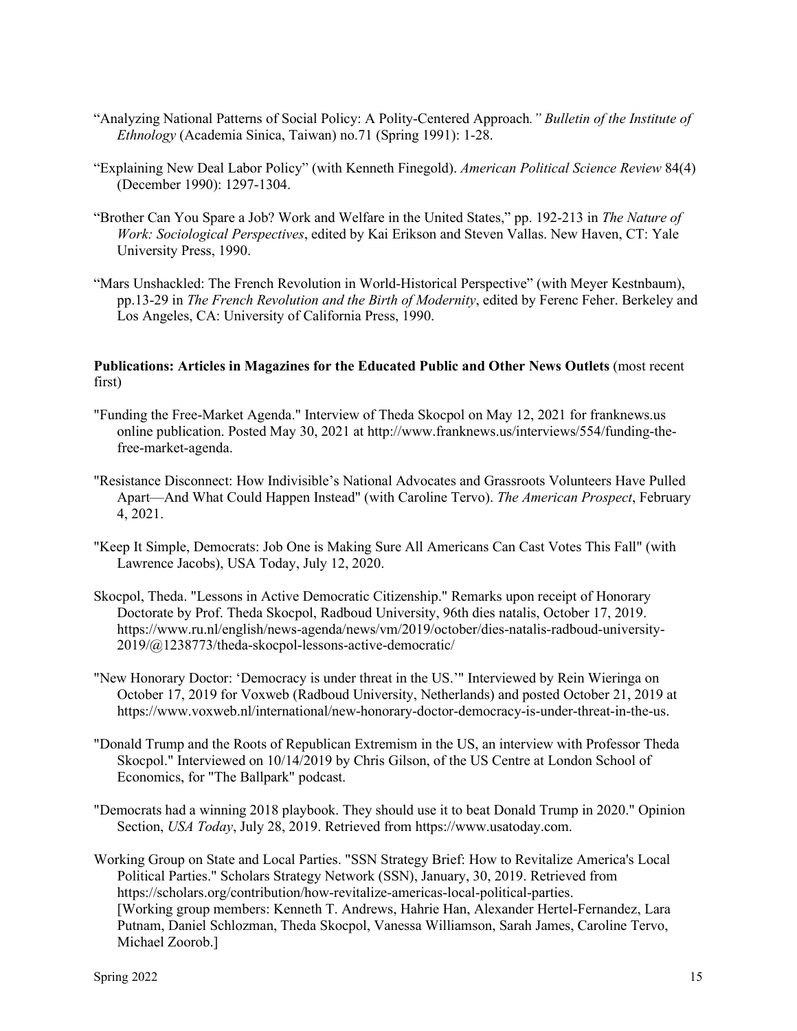"Analyzing National Patterns of Social Policy: A Polity-Centered Approach*." Bulletin of the Institute of Ethnology* (Academia Sinica, Taiwan) no.71 (Spring 1991): 1-28.

"Explaining New Deal Labor Policy" (with Kenneth Finegold). *American Political Science Review* 84(4) (December 1990): 1297-1304.

"Brother Can You Spare a Job? Work and Welfare in the United States," pp. 192-213 in *The Nature of Work: Sociological Perspectives*, edited by Kai Erikson and Steven Vallas. New Haven, CT: Yale University Press, 1990.

"Mars Unshackled: The French Revolution in World-Historical Perspective" (with Meyer Kestnbaum), pp.13-29 in *The French Revolution and the Birth of Modernity*, edited by Ferenc Feher. Berkeley and Los Angeles, CA: University of California Press, 1990.

**Publications: Articles in Magazines for the Educated Public and Other News Outlets** (most recent first)

"Funding the Free-Market Agenda." Interview of Theda Skocpol on May 12, 2021 for franknews.us online publication. Posted May 30, 2021 at http://www.franknews.us/interviews/554/funding-the-free-market-agenda.

"Resistance Disconnect: How Indivisible's National Advocates and Grassroots Volunteers Have Pulled Apart—And What Could Happen Instead" (with Caroline Tervo). *The American Prospect*, February 4, 2021.

"Keep It Simple, Democrats: Job One is Making Sure All Americans Can Cast Votes This Fall" (with Lawrence Jacobs), USA Today, July 12, 2020.

Skocpol, Theda. "Lessons in Active Democratic Citizenship." Remarks upon receipt of Honorary Doctorate by Prof. Theda Skocpol, Radboud University, 96th dies natalis, October 17, 2019. https://www.ru.nl/english/news-agenda/news/vm/2019/october/dies-natalis-radboud-university-2019/@1238773/theda-skocpol-lessons-active-democratic/

"New Honorary Doctor: 'Democracy is under threat in the US.'" Interviewed by Rein Wieringa on October 17, 2019 for Voxweb (Radboud University, Netherlands) and posted October 21, 2019 at https://www.voxweb.nl/international/new-honorary-doctor-democracy-is-under-threat-in-the-us.

"Donald Trump and the Roots of Republican Extremism in the US, an interview with Professor Theda Skocpol." Interviewed on 10/14/2019 by Chris Gilson, of the US Centre at London School of Economics, for "The Ballpark" podcast.

"Democrats had a winning 2018 playbook. They should use it to beat Donald Trump in 2020." Opinion Section, *USA Today*, July 28, 2019. Retrieved from https://www.usatoday.com.

Working Group on State and Local Parties. "SSN Strategy Brief: How to Revitalize America's Local Political Parties." Scholars Strategy Network (SSN), January, 30, 2019. Retrieved from https://scholars.org/contribution/how-revitalize-americas-local-political-parties. [Working group members: Kenneth T. Andrews, Hahrie Han, Alexander Hertel-Fernandez, Lara Putnam, Daniel Schlozman, Theda Skocpol, Vanessa Williamson, Sarah James, Caroline Tervo, Michael Zoorob.]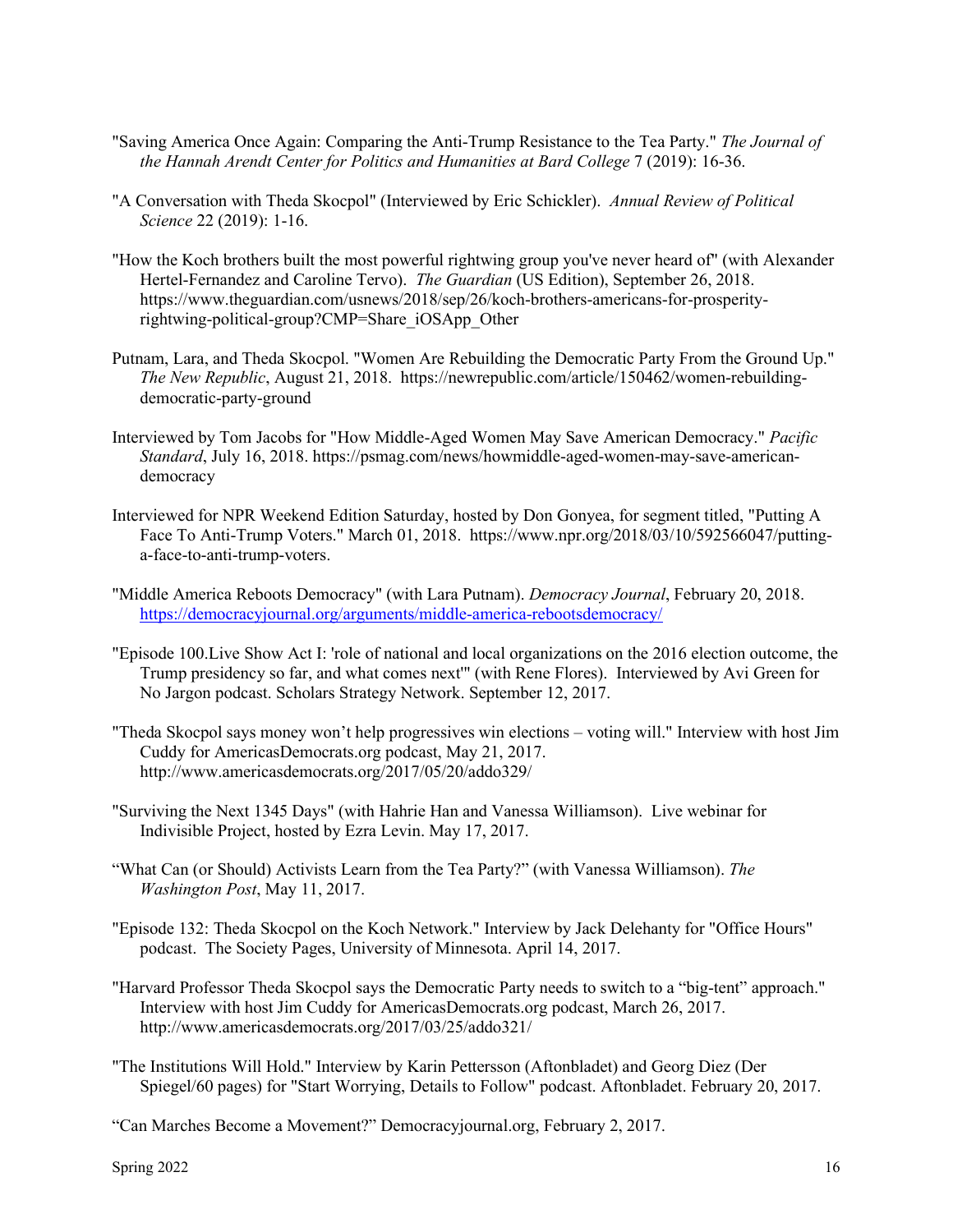"Saving America Once Again: Comparing the Anti-Trump Resistance to the Tea Party." *The Journal of the Hannah Arendt Center for Politics and Humanities at Bard College* 7 (2019): 16-36.

"A Conversation with Theda Skocpol" (Interviewed by Eric Schickler). *Annual Review of Political Science* 22 (2019): 1-16.

"How the Koch brothers built the most powerful rightwing group you've never heard of" (with Alexander Hertel-Fernandez and Caroline Tervo). *The Guardian* (US Edition), September 26, 2018. https://www.theguardian.com/usnews/2018/sep/26/koch-brothers-americans-for-prosperity-rightwing-political-group?CMP=Share_iOSApp_Other

Putnam, Lara, and Theda Skocpol. "Women Are Rebuilding the Democratic Party From the Ground Up." *The New Republic*, August 21, 2018. https://newrepublic.com/article/150462/women-rebuilding-democratic-party-ground

Interviewed by Tom Jacobs for "How Middle-Aged Women May Save American Democracy." *Pacific Standard*, July 16, 2018. https://psmag.com/news/howmiddle-aged-women-may-save-american-democracy

Interviewed for NPR Weekend Edition Saturday, hosted by Don Gonyea, for segment titled, "Putting A Face To Anti-Trump Voters." March 01, 2018. https://www.npr.org/2018/03/10/592566047/putting-a-face-to-anti-trump-voters.

"Middle America Reboots Democracy" (with Lara Putnam). *Democracy Journal*, February 20, 2018. https://democracyjournal.org/arguments/middle-america-rebootsdemocracy/

"Episode 100.Live Show Act I: 'role of national and local organizations on the 2016 election outcome, the Trump presidency so far, and what comes next'" (with Rene Flores). Interviewed by Avi Green for No Jargon podcast. Scholars Strategy Network. September 12, 2017.

"Theda Skocpol says money won't help progressives win elections – voting will." Interview with host Jim Cuddy for AmericasDemocrats.org podcast, May 21, 2017. http://www.americasdemocrats.org/2017/05/20/addo329/

"Surviving the Next 1345 Days" (with Hahrie Han and Vanessa Williamson). Live webinar for Indivisible Project, hosted by Ezra Levin. May 17, 2017.

"What Can (or Should) Activists Learn from the Tea Party?" (with Vanessa Williamson). *The Washington Post*, May 11, 2017.

"Episode 132: Theda Skocpol on the Koch Network." Interview by Jack Delehanty for "Office Hours" podcast. The Society Pages, University of Minnesota. April 14, 2017.

"Harvard Professor Theda Skocpol says the Democratic Party needs to switch to a "big-tent" approach." Interview with host Jim Cuddy for AmericasDemocrats.org podcast, March 26, 2017. http://www.americasdemocrats.org/2017/03/25/addo321/

"The Institutions Will Hold." Interview by Karin Pettersson (Aftonbladet) and Georg Diez (Der Spiegel/60 pages) for "Start Worrying, Details to Follow" podcast. Aftonbladet. February 20, 2017.

"Can Marches Become a Movement?" Democracyjournal.org, February 2, 2017.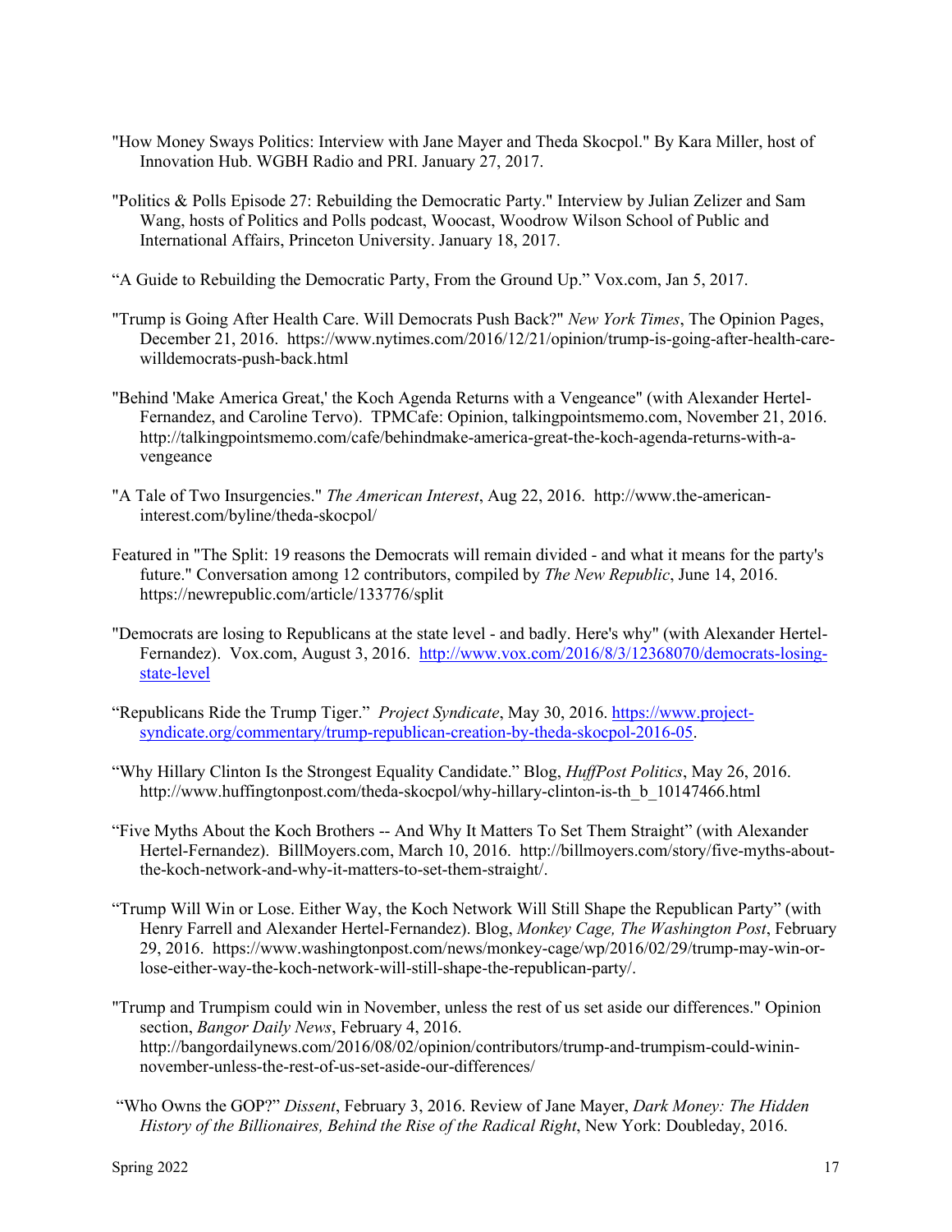"How Money Sways Politics: Interview with Jane Mayer and Theda Skocpol." By Kara Miller, host of Innovation Hub. WGBH Radio and PRI. January 27, 2017.

"Politics & Polls Episode 27: Rebuilding the Democratic Party." Interview by Julian Zelizer and Sam Wang, hosts of Politics and Polls podcast, Woocast, Woodrow Wilson School of Public and International Affairs, Princeton University. January 18, 2017.

"A Guide to Rebuilding the Democratic Party, From the Ground Up." Vox.com, Jan 5, 2017.

"Trump is Going After Health Care. Will Democrats Push Back?" *New York Times*, The Opinion Pages, December 21, 2016. https://www.nytimes.com/2016/12/21/opinion/trump-is-going-after-health-care-willdemocrats-push-back.html

"Behind 'Make America Great,' the Koch Agenda Returns with a Vengeance" (with Alexander Hertel-Fernandez, and Caroline Tervo). TPMCafe: Opinion, talkingpointsmemo.com, November 21, 2016. http://talkingpointsmemo.com/cafe/behindmake-america-great-the-koch-agenda-returns-with-a-vengeance

"A Tale of Two Insurgencies." *The American Interest*, Aug 22, 2016. http://www.the-american-interest.com/byline/theda-skocpol/

Featured in "The Split: 19 reasons the Democrats will remain divided - and what it means for the party's future." Conversation among 12 contributors, compiled by *The New Republic*, June 14, 2016. https://newrepublic.com/article/133776/split

"Democrats are losing to Republicans at the state level - and badly. Here's why" (with Alexander Hertel-Fernandez). Vox.com, August 3, 2016. http://www.vox.com/2016/8/3/12368070/democrats-losing-state-level

"Republicans Ride the Trump Tiger." *Project Syndicate*, May 30, 2016. https://www.project-syndicate.org/commentary/trump-republican-creation-by-theda-skocpol-2016-05.

"Why Hillary Clinton Is the Strongest Equality Candidate." Blog, *HuffPost Politics*, May 26, 2016. http://www.huffingtonpost.com/theda-skocpol/why-hillary-clinton-is-th_b_10147466.html

"Five Myths About the Koch Brothers -- And Why It Matters To Set Them Straight" (with Alexander Hertel-Fernandez). BillMoyers.com, March 10, 2016. http://billmoyers.com/story/five-myths-about-the-koch-network-and-why-it-matters-to-set-them-straight/.

"Trump Will Win or Lose. Either Way, the Koch Network Will Still Shape the Republican Party" (with Henry Farrell and Alexander Hertel-Fernandez). Blog, *Monkey Cage, The Washington Post*, February 29, 2016. https://www.washingtonpost.com/news/monkey-cage/wp/2016/02/29/trump-may-win-or-lose-either-way-the-koch-network-will-still-shape-the-republican-party/.

"Trump and Trumpism could win in November, unless the rest of us set aside our differences." Opinion section, *Bangor Daily News*, February 4, 2016. http://bangordailynews.com/2016/08/02/opinion/contributors/trump-and-trumpism-could-winin-november-unless-the-rest-of-us-set-aside-our-differences/

"Who Owns the GOP?" *Dissent*, February 3, 2016. Review of Jane Mayer, *Dark Money: The Hidden History of the Billionaires, Behind the Rise of the Radical Right*, New York: Doubleday, 2016.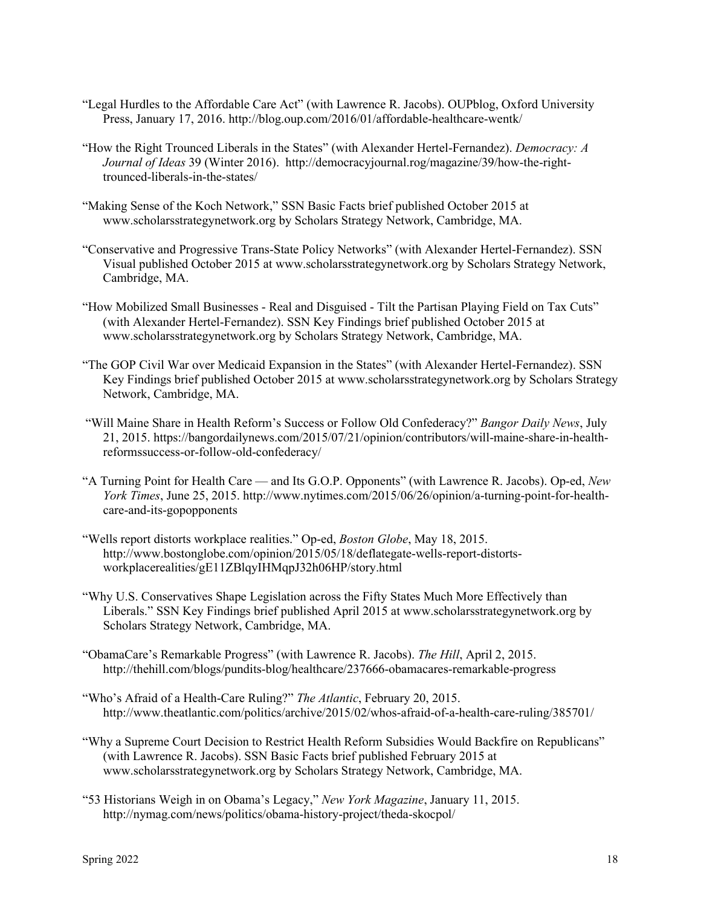"Legal Hurdles to the Affordable Care Act" (with Lawrence R. Jacobs). OUPblog, Oxford University Press, January 17, 2016. http://blog.oup.com/2016/01/affordable-healthcare-wentk/

"How the Right Trounced Liberals in the States" (with Alexander Hertel-Fernandez). *Democracy: A Journal of Ideas* 39 (Winter 2016). http://democracyjournal.rog/magazine/39/how-the-right-trounced-liberals-in-the-states/

"Making Sense of the Koch Network," SSN Basic Facts brief published October 2015 at www.scholarsstrategynetwork.org by Scholars Strategy Network, Cambridge, MA.

"Conservative and Progressive Trans-State Policy Networks" (with Alexander Hertel-Fernandez). SSN Visual published October 2015 at www.scholarsstrategynetwork.org by Scholars Strategy Network, Cambridge, MA.

"How Mobilized Small Businesses - Real and Disguised - Tilt the Partisan Playing Field on Tax Cuts" (with Alexander Hertel-Fernandez). SSN Key Findings brief published October 2015 at www.scholarsstrategynetwork.org by Scholars Strategy Network, Cambridge, MA.

"The GOP Civil War over Medicaid Expansion in the States" (with Alexander Hertel-Fernandez). SSN Key Findings brief published October 2015 at www.scholarsstrategynetwork.org by Scholars Strategy Network, Cambridge, MA.

"Will Maine Share in Health Reform's Success or Follow Old Confederacy?" *Bangor Daily News*, July 21, 2015. https://bangordailynews.com/2015/07/21/opinion/contributors/will-maine-share-in-health-reformssuccess-or-follow-old-confederacy/

"A Turning Point for Health Care — and Its G.O.P. Opponents" (with Lawrence R. Jacobs). Op-ed, *New York Times*, June 25, 2015. http://www.nytimes.com/2015/06/26/opinion/a-turning-point-for-health-care-and-its-gopopponents

"Wells report distorts workplace realities." Op-ed, *Boston Globe*, May 18, 2015. http://www.bostonglobe.com/opinion/2015/05/18/deflategate-wells-report-distorts-workplacerealities/gE11ZBlqyIHMqpJ32h06HP/story.html

"Why U.S. Conservatives Shape Legislation across the Fifty States Much More Effectively than Liberals." SSN Key Findings brief published April 2015 at www.scholarsstrategynetwork.org by Scholars Strategy Network, Cambridge, MA.

"ObamaCare's Remarkable Progress" (with Lawrence R. Jacobs). *The Hill*, April 2, 2015. http://thehill.com/blogs/pundits-blog/healthcare/237666-obamacares-remarkable-progress

"Who's Afraid of a Health-Care Ruling?" *The Atlantic*, February 20, 2015. http://www.theatlantic.com/politics/archive/2015/02/whos-afraid-of-a-health-care-ruling/385701/

"Why a Supreme Court Decision to Restrict Health Reform Subsidies Would Backfire on Republicans" (with Lawrence R. Jacobs). SSN Basic Facts brief published February 2015 at www.scholarsstrategynetwork.org by Scholars Strategy Network, Cambridge, MA.

"53 Historians Weigh in on Obama's Legacy," *New York Magazine*, January 11, 2015. http://nymag.com/news/politics/obama-history-project/theda-skocpol/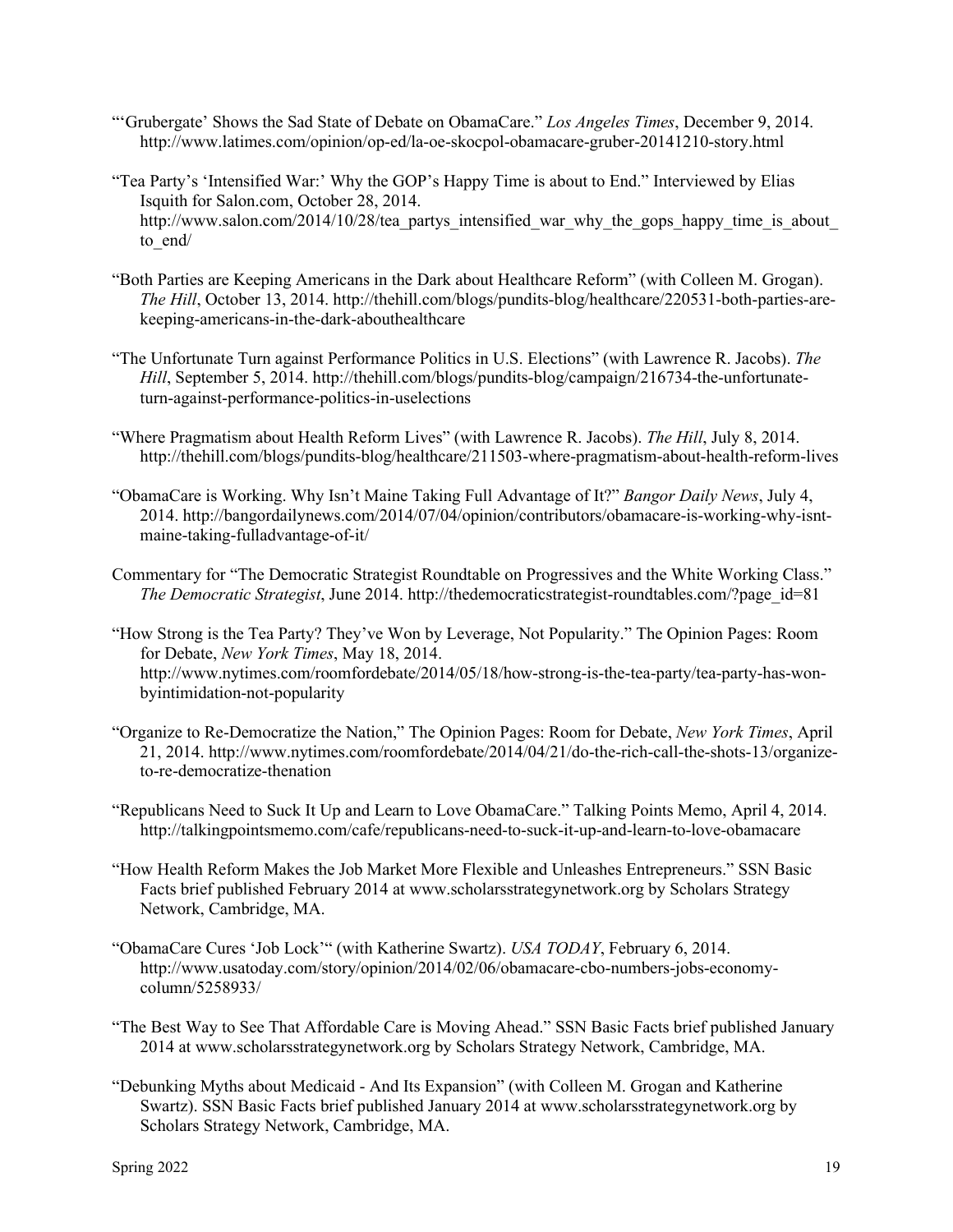"'Grubergate' Shows the Sad State of Debate on ObamaCare." *Los Angeles Times*, December 9, 2014. http://www.latimes.com/opinion/op-ed/la-oe-skocpol-obamacare-gruber-20141210-story.html

"Tea Party's 'Intensified War:' Why the GOP's Happy Time is about to End." Interviewed by Elias Isquith for Salon.com, October 28, 2014. http://www.salon.com/2014/10/28/tea_partys_intensified_war_why_the_gops_happy_time_is_about_to_end/

"Both Parties are Keeping Americans in the Dark about Healthcare Reform" (with Colleen M. Grogan). *The Hill*, October 13, 2014. http://thehill.com/blogs/pundits-blog/healthcare/220531-both-parties-are-keeping-americans-in-the-dark-abouthealthcare

"The Unfortunate Turn against Performance Politics in U.S. Elections" (with Lawrence R. Jacobs). *The Hill*, September 5, 2014. http://thehill.com/blogs/pundits-blog/campaign/216734-the-unfortunate-turn-against-performance-politics-in-uselections

"Where Pragmatism about Health Reform Lives" (with Lawrence R. Jacobs). *The Hill*, July 8, 2014. http://thehill.com/blogs/pundits-blog/healthcare/211503-where-pragmatism-about-health-reform-lives

"ObamaCare is Working. Why Isn't Maine Taking Full Advantage of It?" *Bangor Daily News*, July 4, 2014. http://bangordailynews.com/2014/07/04/opinion/contributors/obamacare-is-working-why-isnt-maine-taking-fulladvantage-of-it/

Commentary for "The Democratic Strategist Roundtable on Progressives and the White Working Class." *The Democratic Strategist*, June 2014. http://thedemocraticstrategist-roundtables.com/?page_id=81

"How Strong is the Tea Party? They've Won by Leverage, Not Popularity." The Opinion Pages: Room for Debate, *New York Times*, May 18, 2014. http://www.nytimes.com/roomfordebate/2014/05/18/how-strong-is-the-tea-party/tea-party-has-won-byintimidation-not-popularity

"Organize to Re-Democratize the Nation," The Opinion Pages: Room for Debate, *New York Times*, April 21, 2014. http://www.nytimes.com/roomfordebate/2014/04/21/do-the-rich-call-the-shots-13/organize-to-re-democratize-thenation

"Republicans Need to Suck It Up and Learn to Love ObamaCare." Talking Points Memo, April 4, 2014. http://talkingpointsmemo.com/cafe/republicans-need-to-suck-it-up-and-learn-to-love-obamacare

"How Health Reform Makes the Job Market More Flexible and Unleashes Entrepreneurs." SSN Basic Facts brief published February 2014 at www.scholarsstrategynetwork.org by Scholars Strategy Network, Cambridge, MA.

"ObamaCare Cures 'Job Lock'" (with Katherine Swartz). *USA TODAY*, February 6, 2014. http://www.usatoday.com/story/opinion/2014/02/06/obamacare-cbo-numbers-jobs-economy-column/5258933/

"The Best Way to See That Affordable Care is Moving Ahead." SSN Basic Facts brief published January 2014 at www.scholarsstrategynetwork.org by Scholars Strategy Network, Cambridge, MA.

"Debunking Myths about Medicaid - And Its Expansion" (with Colleen M. Grogan and Katherine Swartz). SSN Basic Facts brief published January 2014 at www.scholarsstrategynetwork.org by Scholars Strategy Network, Cambridge, MA.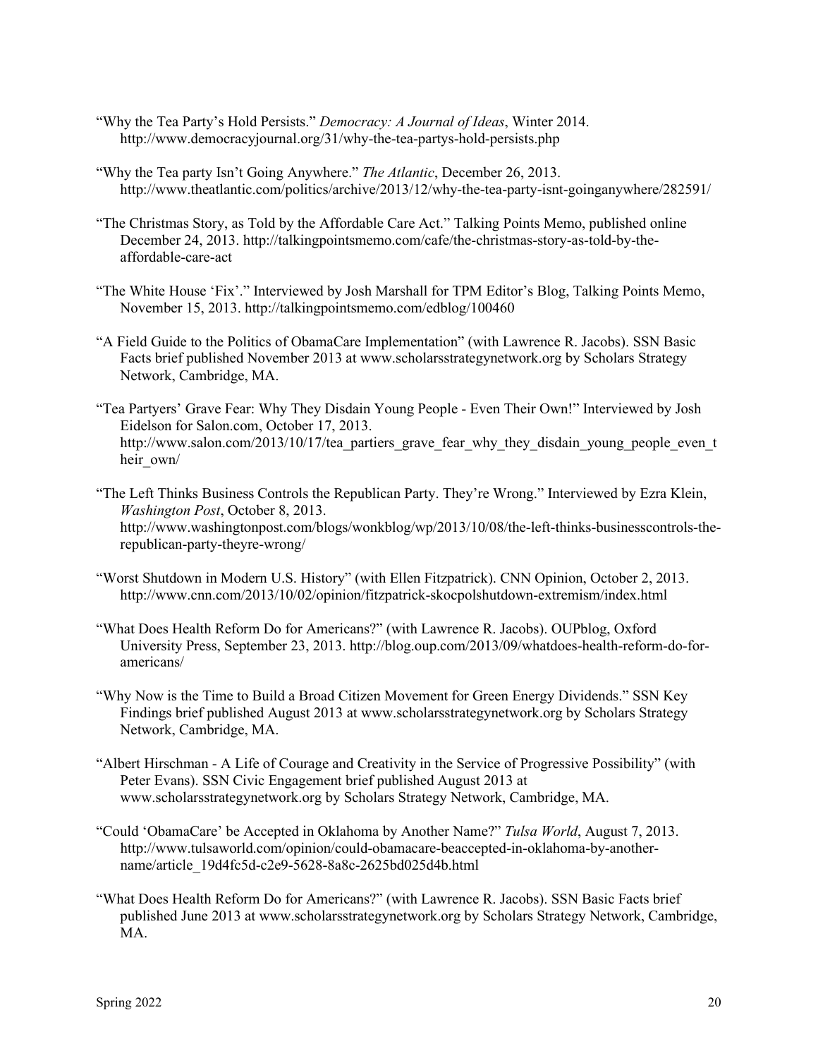"Why the Tea Party's Hold Persists." *Democracy: A Journal of Ideas*, Winter 2014. http://www.democracyjournal.org/31/why-the-tea-partys-hold-persists.php

"Why the Tea party Isn't Going Anywhere." *The Atlantic*, December 26, 2013. http://www.theatlantic.com/politics/archive/2013/12/why-the-tea-party-isnt-goinganywhere/282591/

"The Christmas Story, as Told by the Affordable Care Act." Talking Points Memo, published online December 24, 2013. http://talkingpointsmemo.com/cafe/the-christmas-story-as-told-by-the-affordable-care-act

"The White House 'Fix'." Interviewed by Josh Marshall for TPM Editor's Blog, Talking Points Memo, November 15, 2013. http://talkingpointsmemo.com/edblog/100460

"A Field Guide to the Politics of ObamaCare Implementation" (with Lawrence R. Jacobs). SSN Basic Facts brief published November 2013 at www.scholarsstrategynetwork.org by Scholars Strategy Network, Cambridge, MA.

"Tea Partyers' Grave Fear: Why They Disdain Young People - Even Their Own!" Interviewed by Josh Eidelson for Salon.com, October 17, 2013. http://www.salon.com/2013/10/17/tea_partiers_grave_fear_why_they_disdain_young_people_even_their_own/

"The Left Thinks Business Controls the Republican Party. They're Wrong." Interviewed by Ezra Klein, *Washington Post*, October 8, 2013. http://www.washingtonpost.com/blogs/wonkblog/wp/2013/10/08/the-left-thinks-businesscontrols-the-republican-party-theyre-wrong/

"Worst Shutdown in Modern U.S. History" (with Ellen Fitzpatrick). CNN Opinion, October 2, 2013. http://www.cnn.com/2013/10/02/opinion/fitzpatrick-skocpolshutdown-extremism/index.html

"What Does Health Reform Do for Americans?" (with Lawrence R. Jacobs). OUPblog, Oxford University Press, September 23, 2013. http://blog.oup.com/2013/09/whatdoes-health-reform-do-for-americans/

"Why Now is the Time to Build a Broad Citizen Movement for Green Energy Dividends." SSN Key Findings brief published August 2013 at www.scholarsstrategynetwork.org by Scholars Strategy Network, Cambridge, MA.

"Albert Hirschman - A Life of Courage and Creativity in the Service of Progressive Possibility" (with Peter Evans). SSN Civic Engagement brief published August 2013 at www.scholarsstrategynetwork.org by Scholars Strategy Network, Cambridge, MA.

"Could 'ObamaCare' be Accepted in Oklahoma by Another Name?" *Tulsa World*, August 7, 2013. http://www.tulsaworld.com/opinion/could-obamacare-beaccepted-in-oklahoma-by-another-name/article_19d4fc5d-c2e9-5628-8a8c-2625bd025d4b.html

"What Does Health Reform Do for Americans?" (with Lawrence R. Jacobs). SSN Basic Facts brief published June 2013 at www.scholarsstrategynetwork.org by Scholars Strategy Network, Cambridge, MA.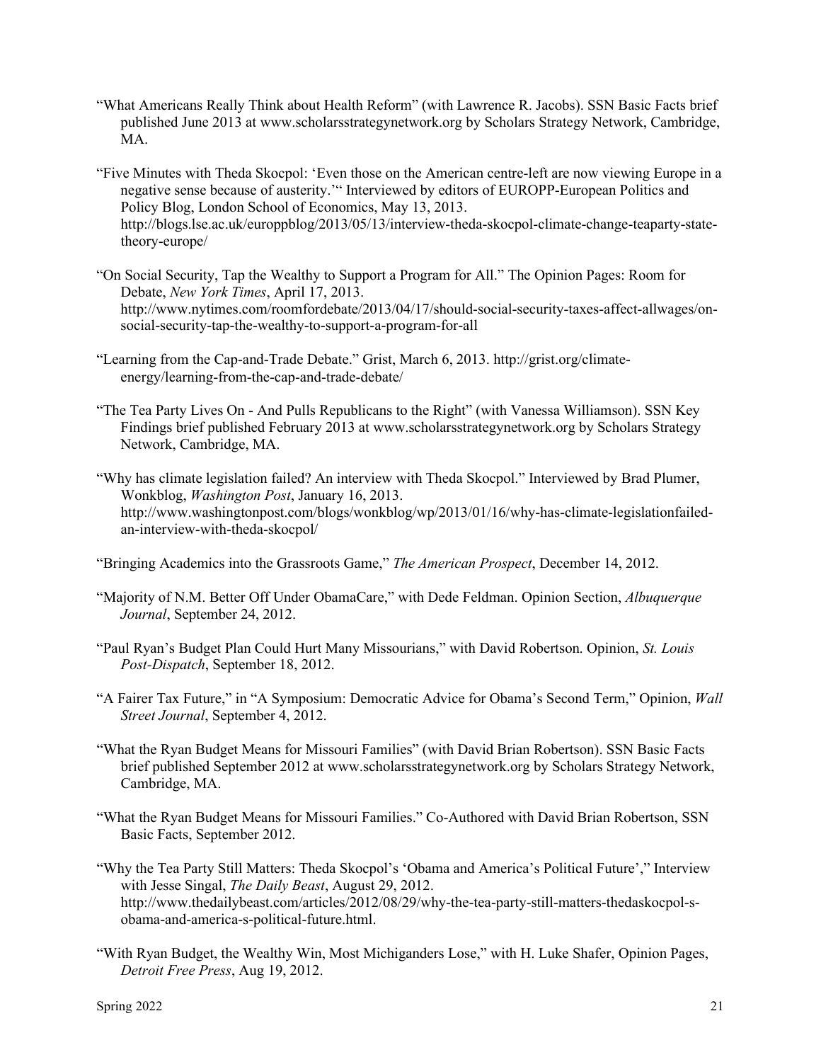"What Americans Really Think about Health Reform" (with Lawrence R. Jacobs). SSN Basic Facts brief published June 2013 at www.scholarsstrategynetwork.org by Scholars Strategy Network, Cambridge, MA.

"Five Minutes with Theda Skocpol: 'Even those on the American centre-left are now viewing Europe in a negative sense because of austerity.'" Interviewed by editors of EUROPP-European Politics and Policy Blog, London School of Economics, May 13, 2013. http://blogs.lse.ac.uk/europpblog/2013/05/13/interview-theda-skocpol-climate-change-teaparty-state-theory-europe/

"On Social Security, Tap the Wealthy to Support a Program for All." The Opinion Pages: Room for Debate, *New York Times*, April 17, 2013. http://www.nytimes.com/roomfordebate/2013/04/17/should-social-security-taxes-affect-allwages/on-social-security-tap-the-wealthy-to-support-a-program-for-all

"Learning from the Cap-and-Trade Debate." Grist, March 6, 2013. http://grist.org/climate-energy/learning-from-the-cap-and-trade-debate/

"The Tea Party Lives On - And Pulls Republicans to the Right" (with Vanessa Williamson). SSN Key Findings brief published February 2013 at www.scholarsstrategynetwork.org by Scholars Strategy Network, Cambridge, MA.

"Why has climate legislation failed? An interview with Theda Skocpol." Interviewed by Brad Plumer, Wonkblog, *Washington Post*, January 16, 2013. http://www.washingtonpost.com/blogs/wonkblog/wp/2013/01/16/why-has-climate-legislationfailed-an-interview-with-theda-skocpol/

"Bringing Academics into the Grassroots Game," *The American Prospect*, December 14, 2012.

"Majority of N.M. Better Off Under ObamaCare," with Dede Feldman. Opinion Section, *Albuquerque Journal*, September 24, 2012.

"Paul Ryan's Budget Plan Could Hurt Many Missourians," with David Robertson. Opinion, *St. Louis Post-Dispatch*, September 18, 2012.

"A Fairer Tax Future," in "A Symposium: Democratic Advice for Obama's Second Term," Opinion, *Wall Street Journal*, September 4, 2012.

"What the Ryan Budget Means for Missouri Families" (with David Brian Robertson). SSN Basic Facts brief published September 2012 at www.scholarsstrategynetwork.org by Scholars Strategy Network, Cambridge, MA.

"What the Ryan Budget Means for Missouri Families." Co-Authored with David Brian Robertson, SSN Basic Facts, September 2012.

"Why the Tea Party Still Matters: Theda Skocpol's 'Obama and America's Political Future'," Interview with Jesse Singal, *The Daily Beast*, August 29, 2012. http://www.thedailybeast.com/articles/2012/08/29/why-the-tea-party-still-matters-thedaskocpol-s-obama-and-america-s-political-future.html.

"With Ryan Budget, the Wealthy Win, Most Michiganders Lose," with H. Luke Shafer, Opinion Pages, *Detroit Free Press*, Aug 19, 2012.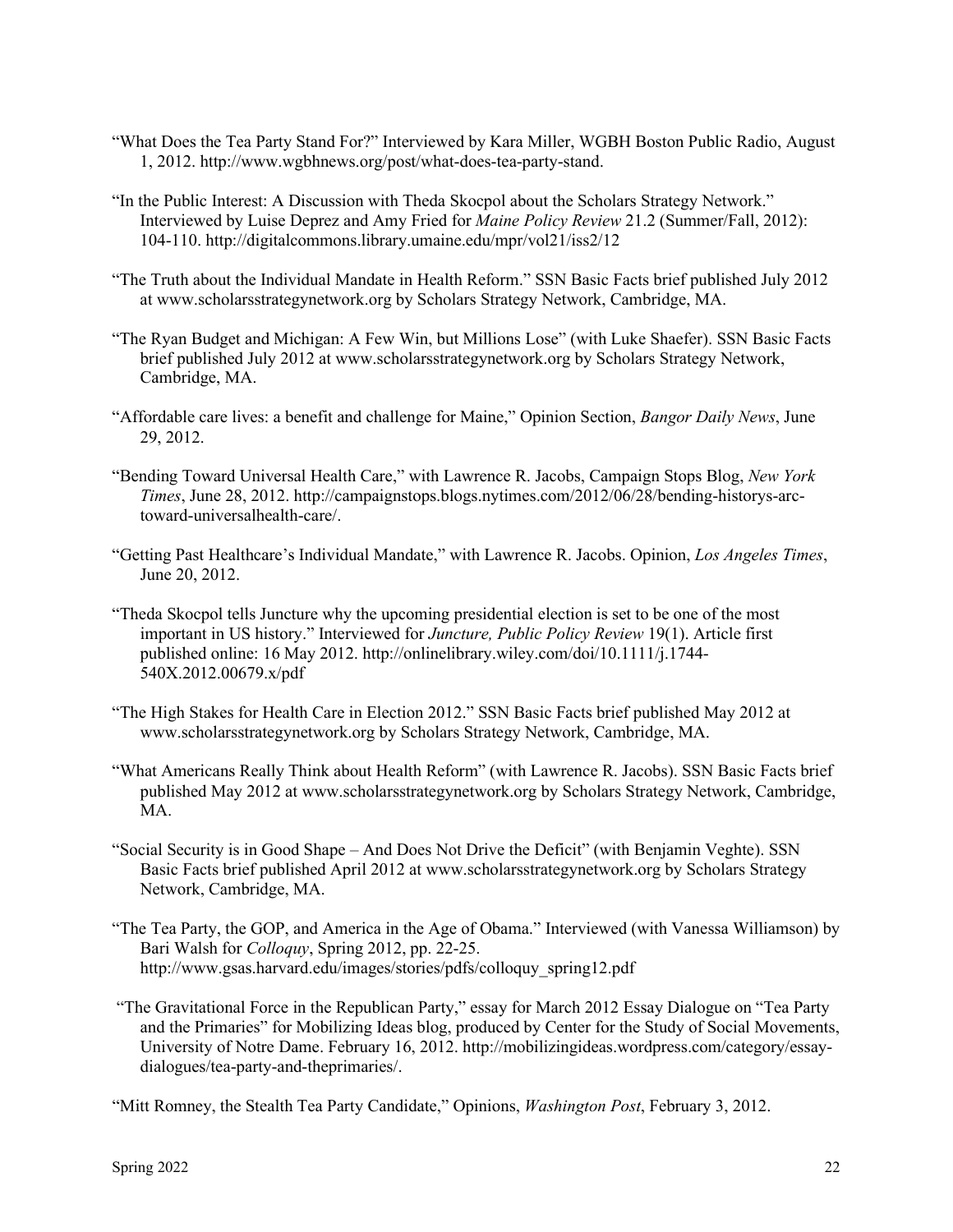"What Does the Tea Party Stand For?" Interviewed by Kara Miller, WGBH Boston Public Radio, August 1, 2012. http://www.wgbhnews.org/post/what-does-tea-party-stand.

"In the Public Interest: A Discussion with Theda Skocpol about the Scholars Strategy Network." Interviewed by Luise Deprez and Amy Fried for *Maine Policy Review* 21.2 (Summer/Fall, 2012): 104-110. http://digitalcommons.library.umaine.edu/mpr/vol21/iss2/12

"The Truth about the Individual Mandate in Health Reform." SSN Basic Facts brief published July 2012 at www.scholarsstrategynetwork.org by Scholars Strategy Network, Cambridge, MA.

"The Ryan Budget and Michigan: A Few Win, but Millions Lose" (with Luke Shaefer). SSN Basic Facts brief published July 2012 at www.scholarsstrategynetwork.org by Scholars Strategy Network, Cambridge, MA.

"Affordable care lives: a benefit and challenge for Maine," Opinion Section, *Bangor Daily News*, June 29, 2012.

"Bending Toward Universal Health Care," with Lawrence R. Jacobs, Campaign Stops Blog, *New York Times*, June 28, 2012. http://campaignstops.blogs.nytimes.com/2012/06/28/bending-historys-arc-toward-universalhealth-care/.

"Getting Past Healthcare's Individual Mandate," with Lawrence R. Jacobs. Opinion, *Los Angeles Times*, June 20, 2012.

"Theda Skocpol tells Juncture why the upcoming presidential election is set to be one of the most important in US history." Interviewed for *Juncture, Public Policy Review* 19(1). Article first published online: 16 May 2012. http://onlinelibrary.wiley.com/doi/10.1111/j.1744-540X.2012.00679.x/pdf

"The High Stakes for Health Care in Election 2012." SSN Basic Facts brief published May 2012 at www.scholarsstrategynetwork.org by Scholars Strategy Network, Cambridge, MA.

"What Americans Really Think about Health Reform" (with Lawrence R. Jacobs). SSN Basic Facts brief published May 2012 at www.scholarsstrategynetwork.org by Scholars Strategy Network, Cambridge, MA.

"Social Security is in Good Shape – And Does Not Drive the Deficit" (with Benjamin Veghte). SSN Basic Facts brief published April 2012 at www.scholarsstrategynetwork.org by Scholars Strategy Network, Cambridge, MA.

"The Tea Party, the GOP, and America in the Age of Obama." Interviewed (with Vanessa Williamson) by Bari Walsh for *Colloquy*, Spring 2012, pp. 22-25. http://www.gsas.harvard.edu/images/stories/pdfs/colloquy_spring12.pdf

"The Gravitational Force in the Republican Party," essay for March 2012 Essay Dialogue on "Tea Party and the Primaries" for Mobilizing Ideas blog, produced by Center for the Study of Social Movements, University of Notre Dame. February 16, 2012. http://mobilizingideas.wordpress.com/category/essay-dialogues/tea-party-and-theprimaries/.

"Mitt Romney, the Stealth Tea Party Candidate," Opinions, *Washington Post*, February 3, 2012.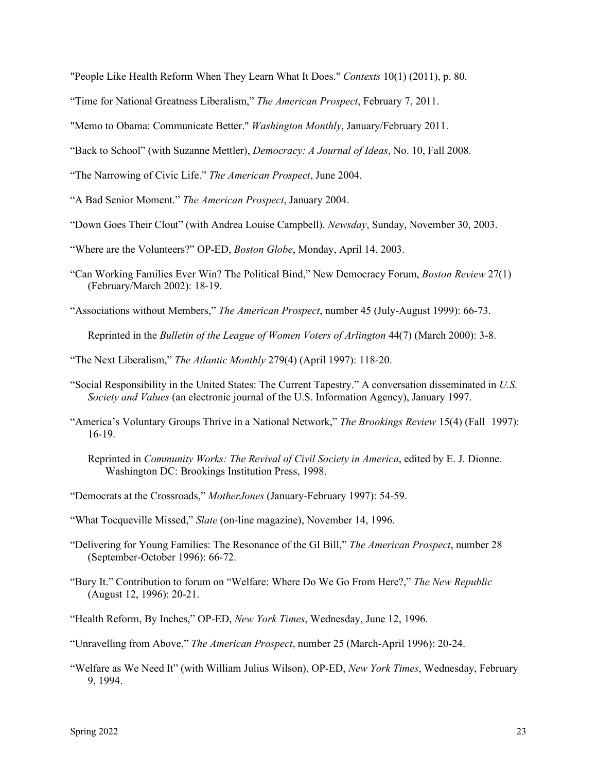"People Like Health Reform When They Learn What It Does." *Contexts* 10(1) (2011), p. 80.

"Time for National Greatness Liberalism," *The American Prospect*, February 7, 2011.

"Memo to Obama: Communicate Better." *Washington Monthly*, January/February 2011.

"Back to School" (with Suzanne Mettler), *Democracy: A Journal of Ideas*, No. 10, Fall 2008.

"The Narrowing of Civic Life." *The American Prospect*, June 2004.

"A Bad Senior Moment." *The American Prospect*, January 2004.

"Down Goes Their Clout" (with Andrea Louise Campbell). *Newsday*, Sunday, November 30, 2003.

"Where are the Volunteers?" OP-ED, *Boston Globe*, Monday, April 14, 2003.

"Can Working Families Ever Win? The Political Bind," New Democracy Forum, *Boston Review* 27(1) (February/March 2002): 18-19.

"Associations without Members," *The American Prospect*, number 45 (July-August 1999): 66-73.

Reprinted in the *Bulletin of the League of Women Voters of Arlington* 44(7) (March 2000): 3-8.

"The Next Liberalism," *The Atlantic Monthly* 279(4) (April 1997): 118-20.

"Social Responsibility in the United States: The Current Tapestry." A conversation disseminated in *U.S. Society and Values* (an electronic journal of the U.S. Information Agency), January 1997.

"America's Voluntary Groups Thrive in a National Network," *The Brookings Review* 15(4) (Fall 1997): 16-19.

Reprinted in *Community Works: The Revival of Civil Society in America*, edited by E. J. Dionne. Washington DC: Brookings Institution Press, 1998.

"Democrats at the Crossroads," *MotherJones* (January-February 1997): 54-59.

"What Tocqueville Missed," *Slate* (on-line magazine), November 14, 1996.

"Delivering for Young Families: The Resonance of the GI Bill," *The American Prospect*, number 28 (September-October 1996): 66-72.

"Bury It." Contribution to forum on "Welfare: Where Do We Go From Here?," *The New Republic* (August 12, 1996): 20-21.

"Health Reform, By Inches," OP-ED, *New York Times*, Wednesday, June 12, 1996.

"Unravelling from Above," *The American Prospect*, number 25 (March-April 1996): 20-24.

"Welfare as We Need It" (with William Julius Wilson), OP-ED, *New York Times*, Wednesday, February 9, 1994.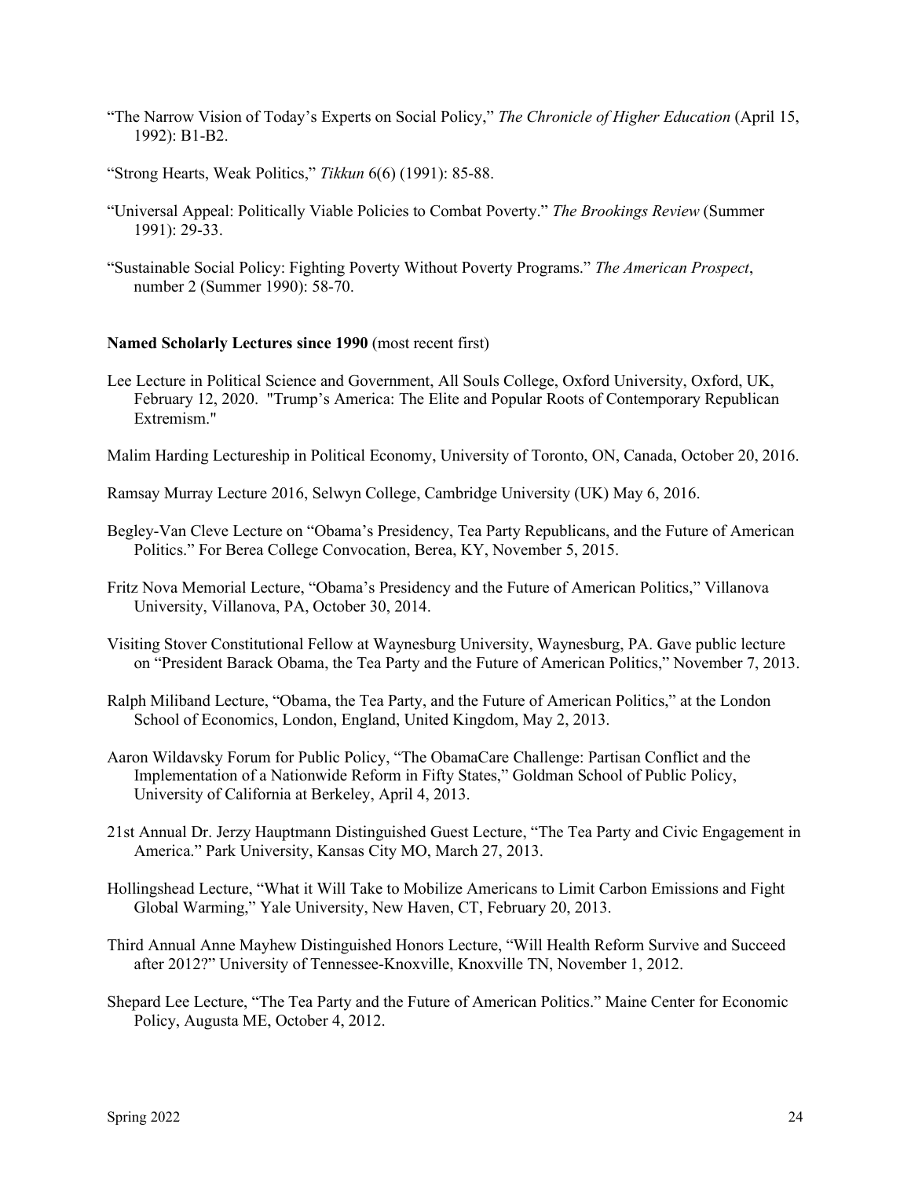"The Narrow Vision of Today's Experts on Social Policy," *The Chronicle of Higher Education* (April 15, 1992): B1-B2.

"Strong Hearts, Weak Politics," *Tikkun* 6(6) (1991): 85-88.

"Universal Appeal: Politically Viable Policies to Combat Poverty." *The Brookings Review* (Summer 1991): 29-33.

"Sustainable Social Policy: Fighting Poverty Without Poverty Programs." *The American Prospect*, number 2 (Summer 1990): 58-70.

**Named Scholarly Lectures since 1990** (most recent first)

Lee Lecture in Political Science and Government, All Souls College, Oxford University, Oxford, UK, February 12, 2020. "Trump's America: The Elite and Popular Roots of Contemporary Republican Extremism."

Malim Harding Lectureship in Political Economy, University of Toronto, ON, Canada, October 20, 2016.

Ramsay Murray Lecture 2016, Selwyn College, Cambridge University (UK) May 6, 2016.

Begley-Van Cleve Lecture on "Obama's Presidency, Tea Party Republicans, and the Future of American Politics." For Berea College Convocation, Berea, KY, November 5, 2015.

Fritz Nova Memorial Lecture, "Obama's Presidency and the Future of American Politics," Villanova University, Villanova, PA, October 30, 2014.

Visiting Stover Constitutional Fellow at Waynesburg University, Waynesburg, PA. Gave public lecture on "President Barack Obama, the Tea Party and the Future of American Politics," November 7, 2013.

Ralph Miliband Lecture, "Obama, the Tea Party, and the Future of American Politics," at the London School of Economics, London, England, United Kingdom, May 2, 2013.

Aaron Wildavsky Forum for Public Policy, "The ObamaCare Challenge: Partisan Conflict and the Implementation of a Nationwide Reform in Fifty States," Goldman School of Public Policy, University of California at Berkeley, April 4, 2013.

21st Annual Dr. Jerzy Hauptmann Distinguished Guest Lecture, "The Tea Party and Civic Engagement in America." Park University, Kansas City MO, March 27, 2013.

Hollingshead Lecture, "What it Will Take to Mobilize Americans to Limit Carbon Emissions and Fight Global Warming," Yale University, New Haven, CT, February 20, 2013.

Third Annual Anne Mayhew Distinguished Honors Lecture, "Will Health Reform Survive and Succeed after 2012?" University of Tennessee-Knoxville, Knoxville TN, November 1, 2012.

Shepard Lee Lecture, "The Tea Party and the Future of American Politics." Maine Center for Economic Policy, Augusta ME, October 4, 2012.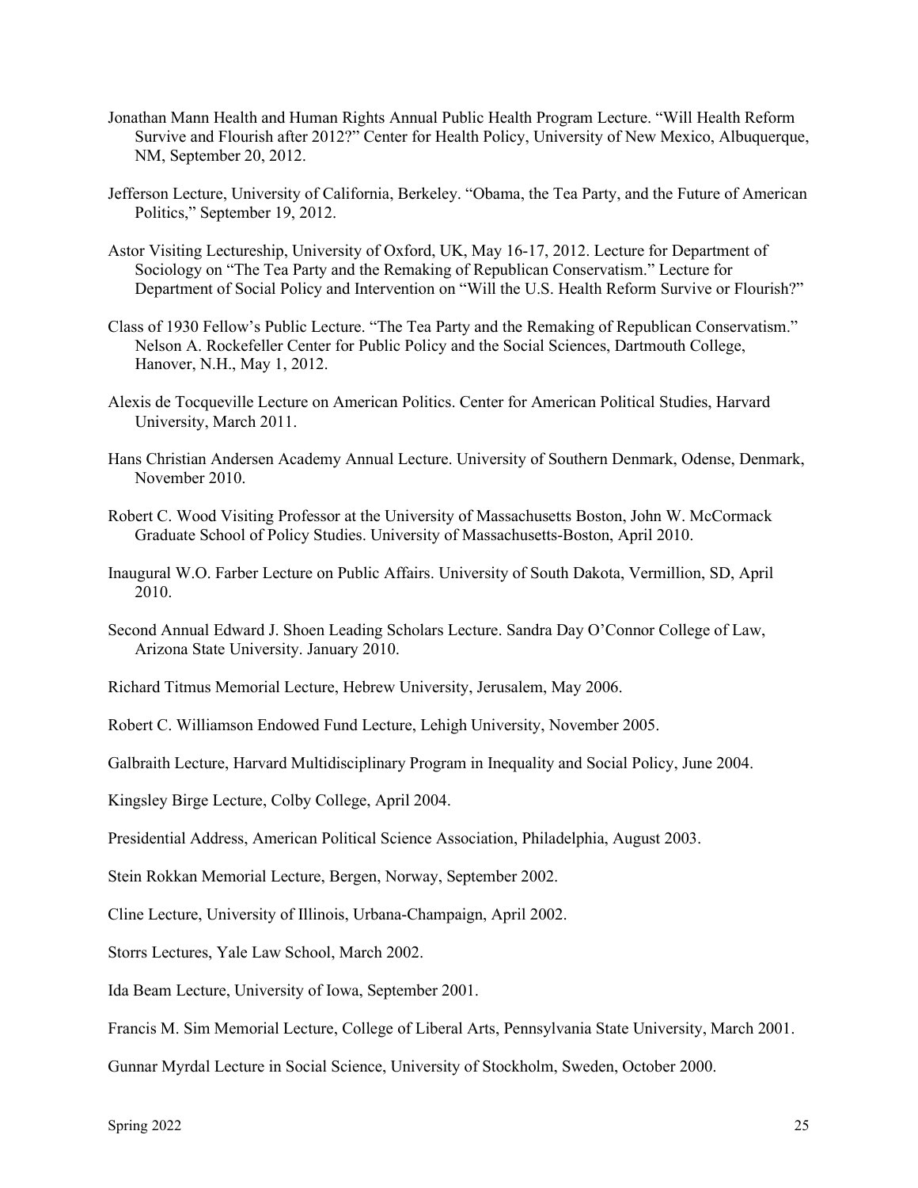Jonathan Mann Health and Human Rights Annual Public Health Program Lecture. "Will Health Reform Survive and Flourish after 2012?" Center for Health Policy, University of New Mexico, Albuquerque, NM, September 20, 2012.

Jefferson Lecture, University of California, Berkeley. "Obama, the Tea Party, and the Future of American Politics," September 19, 2012.

Astor Visiting Lectureship, University of Oxford, UK, May 16-17, 2012. Lecture for Department of Sociology on "The Tea Party and the Remaking of Republican Conservatism." Lecture for Department of Social Policy and Intervention on "Will the U.S. Health Reform Survive or Flourish?"

Class of 1930 Fellow's Public Lecture. "The Tea Party and the Remaking of Republican Conservatism." Nelson A. Rockefeller Center for Public Policy and the Social Sciences, Dartmouth College, Hanover, N.H., May 1, 2012.

Alexis de Tocqueville Lecture on American Politics. Center for American Political Studies, Harvard University, March 2011.

Hans Christian Andersen Academy Annual Lecture. University of Southern Denmark, Odense, Denmark, November 2010.

Robert C. Wood Visiting Professor at the University of Massachusetts Boston, John W. McCormack Graduate School of Policy Studies. University of Massachusetts-Boston, April 2010.

Inaugural W.O. Farber Lecture on Public Affairs. University of South Dakota, Vermillion, SD, April 2010.

Second Annual Edward J. Shoen Leading Scholars Lecture. Sandra Day O'Connor College of Law, Arizona State University. January 2010.

Richard Titmus Memorial Lecture, Hebrew University, Jerusalem, May 2006.

Robert C. Williamson Endowed Fund Lecture, Lehigh University, November 2005.

Galbraith Lecture, Harvard Multidisciplinary Program in Inequality and Social Policy, June 2004.

Kingsley Birge Lecture, Colby College, April 2004.

Presidential Address, American Political Science Association, Philadelphia, August 2003.

Stein Rokkan Memorial Lecture, Bergen, Norway, September 2002.

Cline Lecture, University of Illinois, Urbana-Champaign, April 2002.

Storrs Lectures, Yale Law School, March 2002.

Ida Beam Lecture, University of Iowa, September 2001.

Francis M. Sim Memorial Lecture, College of Liberal Arts, Pennsylvania State University, March 2001.

Gunnar Myrdal Lecture in Social Science, University of Stockholm, Sweden, October 2000.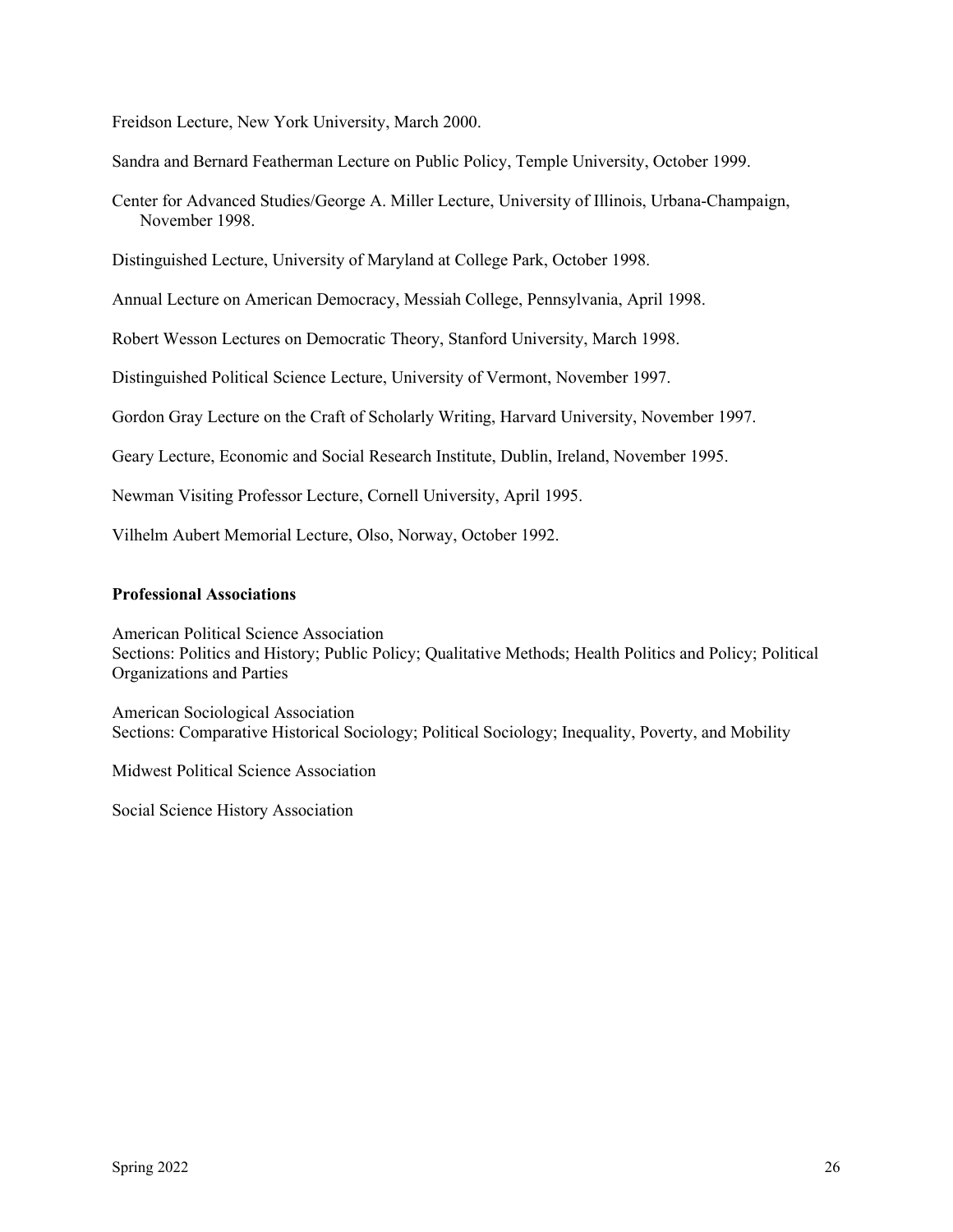Freidson Lecture, New York University, March 2000.

Sandra and Bernard Featherman Lecture on Public Policy, Temple University, October 1999.

Center for Advanced Studies/George A. Miller Lecture, University of Illinois, Urbana-Champaign, November 1998.

Distinguished Lecture, University of Maryland at College Park, October 1998.

Annual Lecture on American Democracy, Messiah College, Pennsylvania, April 1998.

Robert Wesson Lectures on Democratic Theory, Stanford University, March 1998.

Distinguished Political Science Lecture, University of Vermont, November 1997.

Gordon Gray Lecture on the Craft of Scholarly Writing, Harvard University, November 1997.

Geary Lecture, Economic and Social Research Institute, Dublin, Ireland, November 1995.

Newman Visiting Professor Lecture, Cornell University, April 1995.

Vilhelm Aubert Memorial Lecture, Olso, Norway, October 1992.

**Professional Associations**

American Political Science Association
Sections: Politics and History; Public Policy; Qualitative Methods; Health Politics and Policy; Political Organizations and Parties

American Sociological Association
Sections: Comparative Historical Sociology; Political Sociology; Inequality, Poverty, and Mobility

Midwest Political Science Association

Social Science History Association